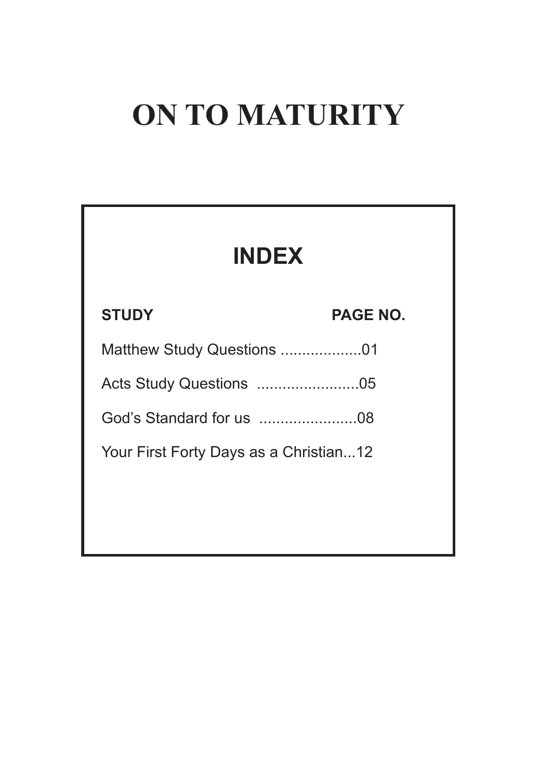# ON TO MATURITY

## INDEX

| STUDY | PAGE NO. |
| --- | --- |
| Matthew Study Questions | 01 |
| Acts Study Questions | 05 |
| God's Standard for us | 08 |
| Your First Forty Days as a Christian | 12 |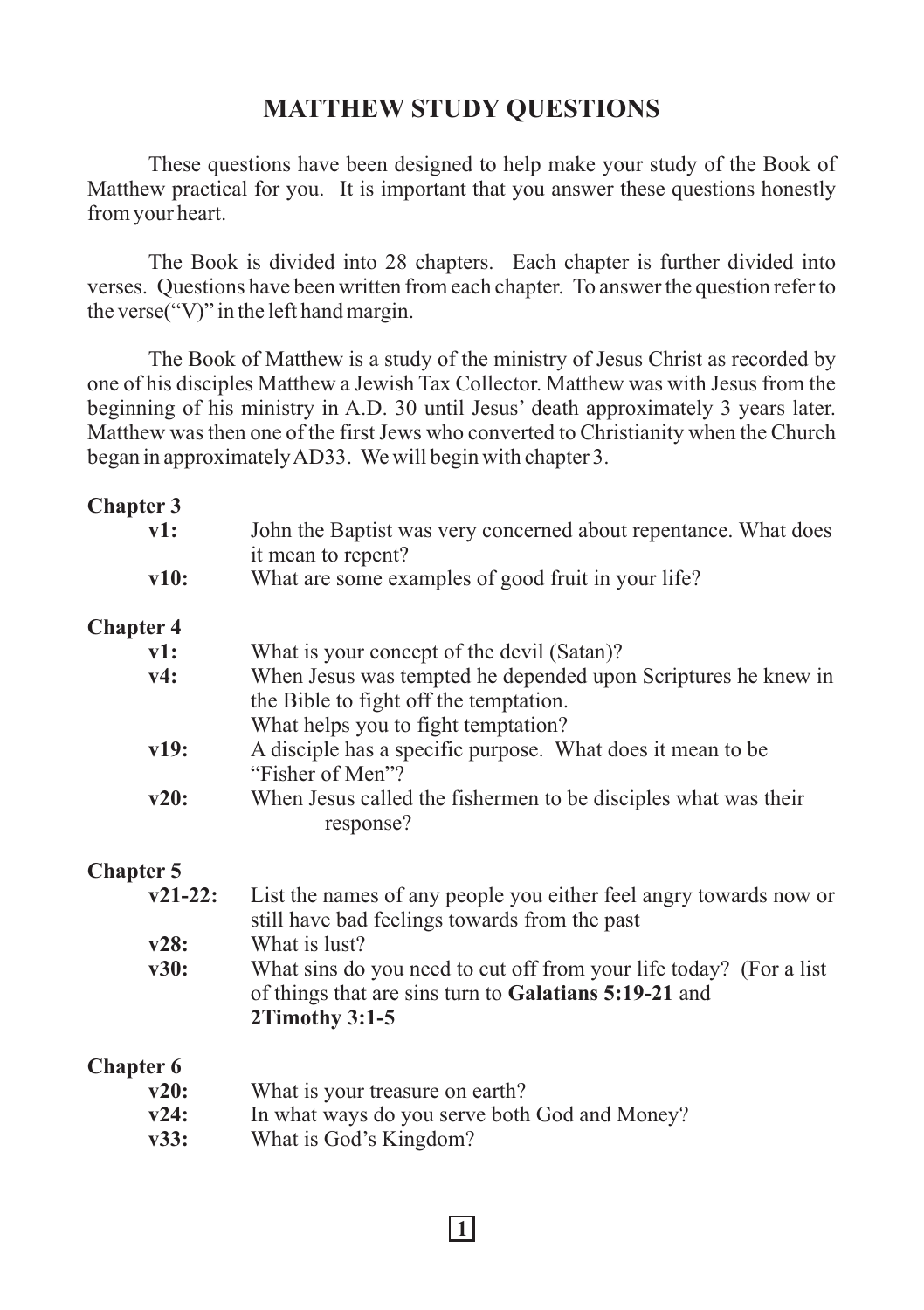# MATTHEW STUDY QUESTIONS

These questions have been designed to help make your study of the Book of Matthew practical for you. It is important that you answer these questions honestly from your heart.

The Book is divided into 28 chapters. Each chapter is further divided into verses. Questions have been written from each chapter. To answer the question refer to the verse("V") in the left hand margin.

The Book of Matthew is a study of the ministry of Jesus Christ as recorded by one of his disciples Matthew a Jewish Tax Collector. Matthew was with Jesus from the beginning of his ministry in A.D. 30 until Jesus' death approximately 3 years later. Matthew was then one of the first Jews who converted to Christianity when the Church began in approximately AD33. We will begin with chapter 3.

**Chapter 3**

**v1:** John the Baptist was very concerned about repentance. What does it mean to repent?

**v10:** What are some examples of good fruit in your life?

**Chapter 4**

**v1:** What is your concept of the devil (Satan)?

**v4:** When Jesus was tempted he depended upon Scriptures he knew in the Bible to fight off the temptation.
What helps you to fight temptation?

**v19:** A disciple has a specific purpose. What does it mean to be "Fisher of Men"?

**v20:** When Jesus called the fishermen to be disciples what was their response?

**Chapter 5**

**v21-22:** List the names of any people you either feel angry towards now or still have bad feelings towards from the past

**v28:** What is lust?

**v30:** What sins do you need to cut off from your life today? (For a list of things that are sins turn to **Galatians 5:19-21** and **2Timothy 3:1-5**

**Chapter 6**

**v20:** What is your treasure on earth?

**v24:** In what ways do you serve both God and Money?

**v33:** What is God's Kingdom?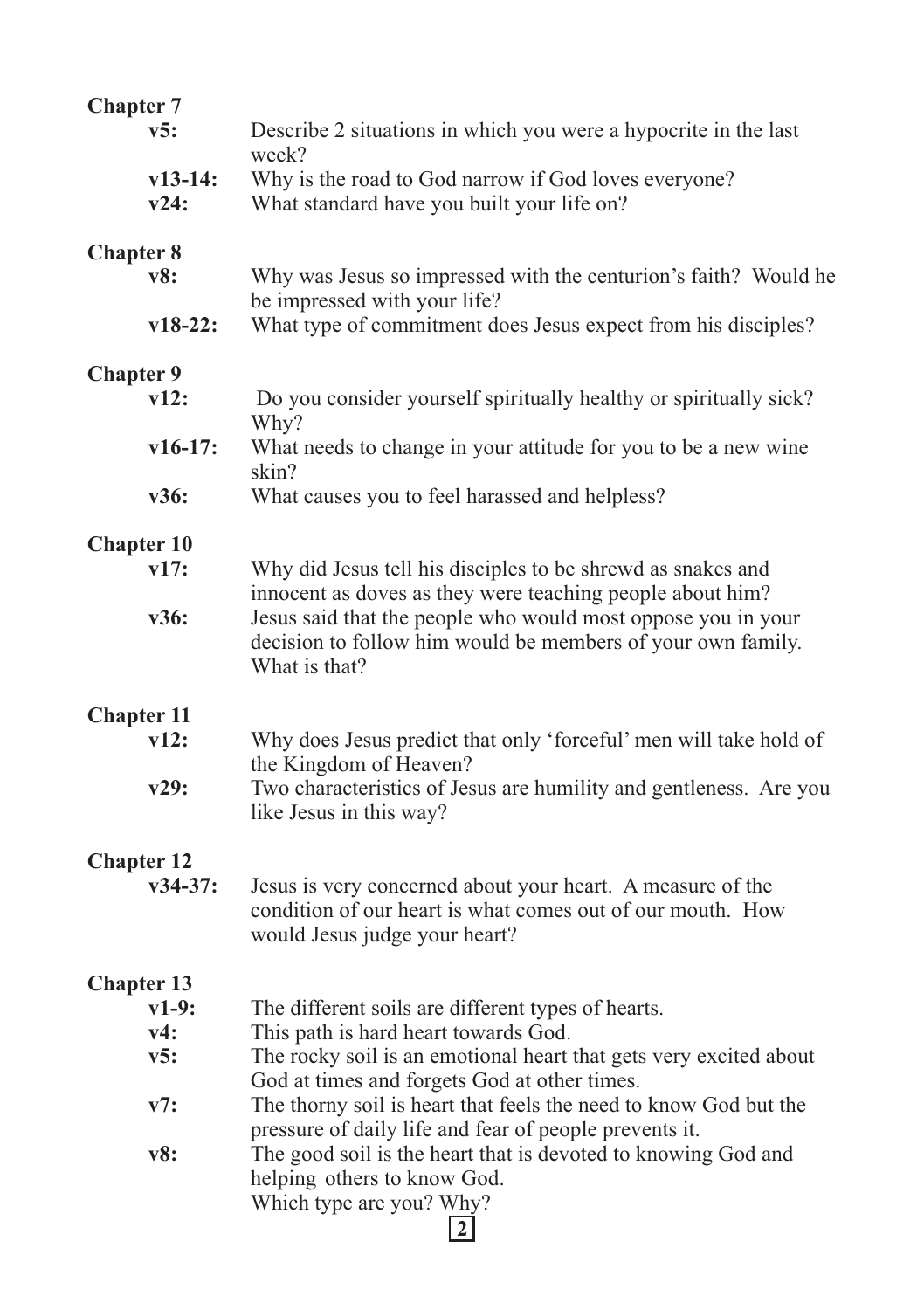**Chapter 7**

**v5:** Describe 2 situations in which you were a hypocrite in the last week?

**v13-14:** Why is the road to God narrow if God loves everyone?

**v24:** What standard have you built your life on?

**Chapter 8**

**v8:** Why was Jesus so impressed with the centurion's faith? Would he be impressed with your life?

**v18-22:** What type of commitment does Jesus expect from his disciples?

**Chapter 9**

**v12:** Do you consider yourself spiritually healthy or spiritually sick? Why?

**v16-17:** What needs to change in your attitude for you to be a new wine skin?

**v36:** What causes you to feel harassed and helpless?

**Chapter 10**

**v17:** Why did Jesus tell his disciples to be shrewd as snakes and innocent as doves as they were teaching people about him?

**v36:** Jesus said that the people who would most oppose you in your decision to follow him would be members of your own family. What is that?

**Chapter 11**

**v12:** Why does Jesus predict that only 'forceful' men will take hold of the Kingdom of Heaven?

**v29:** Two characteristics of Jesus are humility and gentleness. Are you like Jesus in this way?

**Chapter 12**

**v34-37:** Jesus is very concerned about your heart. A measure of the condition of our heart is what comes out of our mouth. How would Jesus judge your heart?

**Chapter 13**

**v1-9:** The different soils are different types of hearts.

**v4:** This path is hard heart towards God.

**v5:** The rocky soil is an emotional heart that gets very excited about God at times and forgets God at other times.

**v7:** The thorny soil is heart that feels the need to know God but the pressure of daily life and fear of people prevents it.

**v8:** The good soil is the heart that is devoted to knowing God and helping others to know God.
Which type are you? Why?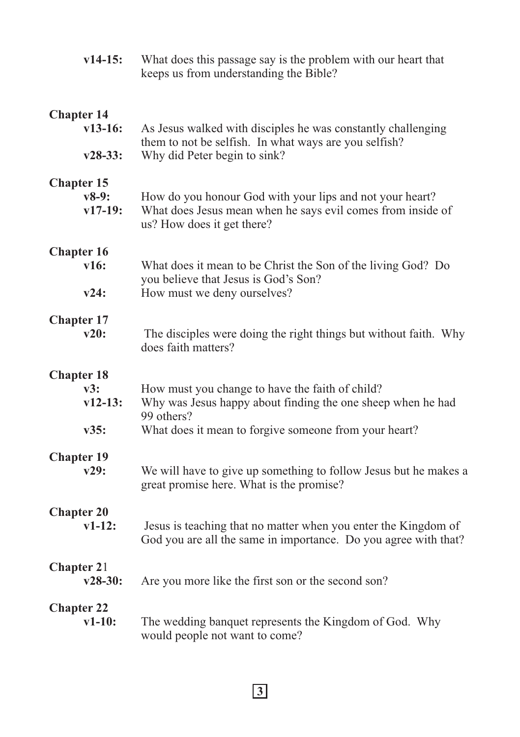**v14-15:** What does this passage say is the problem with our heart that keeps us from understanding the Bible?

## Chapter 14

**v13-16:** As Jesus walked with disciples he was constantly challenging them to not be selfish. In what ways are you selfish?

**v28-33:** Why did Peter begin to sink?

## Chapter 15

**v8-9:** How do you honour God with your lips and not your heart?

**v17-19:** What does Jesus mean when he says evil comes from inside of us? How does it get there?

## Chapter 16

**v16:** What does it mean to be Christ the Son of the living God? Do you believe that Jesus is God's Son?

**v24:** How must we deny ourselves?

## Chapter 17

**v20:** The disciples were doing the right things but without faith. Why does faith matters?

## Chapter 18

**v3:** How must you change to have the faith of child?

**v12-13:** Why was Jesus happy about finding the one sheep when he had 99 others?

**v35:** What does it mean to forgive someone from your heart?

## Chapter 19

**v29:** We will have to give up something to follow Jesus but he makes a great promise here. What is the promise?

## Chapter 20

**v1-12:** Jesus is teaching that no matter when you enter the Kingdom of God you are all the same in importance. Do you agree with that?

## Chapter 21

**v28-30:** Are you more like the first son or the second son?

## Chapter 22

**v1-10:** The wedding banquet represents the Kingdom of God. Why would people not want to come?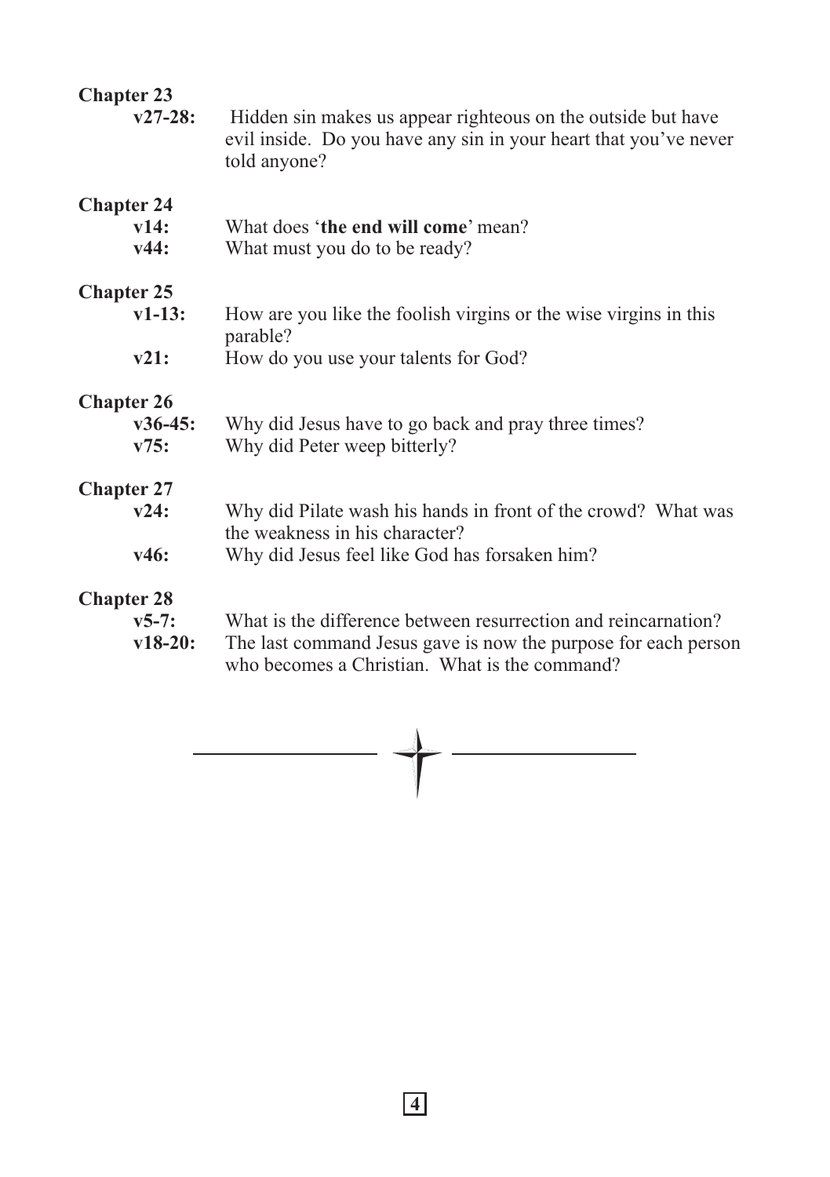**Chapter 23**

**v27-28:** Hidden sin makes us appear righteous on the outside but have evil inside. Do you have any sin in your heart that you've never told anyone?

**Chapter 24**

**v14:** What does '**the end will come**' mean?

**v44:** What must you do to be ready?

**Chapter 25**

**v1-13:** How are you like the foolish virgins or the wise virgins in this parable?

**v21:** How do you use your talents for God?

**Chapter 26**

**v36-45:** Why did Jesus have to go back and pray three times?

**v75:** Why did Peter weep bitterly?

**Chapter 27**

**v24:** Why did Pilate wash his hands in front of the crowd? What was the weakness in his character?

**v46:** Why did Jesus feel like God has forsaken him?

**Chapter 28**

**v5-7:** What is the difference between resurrection and reincarnation?

**v18-20:** The last command Jesus gave is now the purpose for each person who becomes a Christian. What is the command?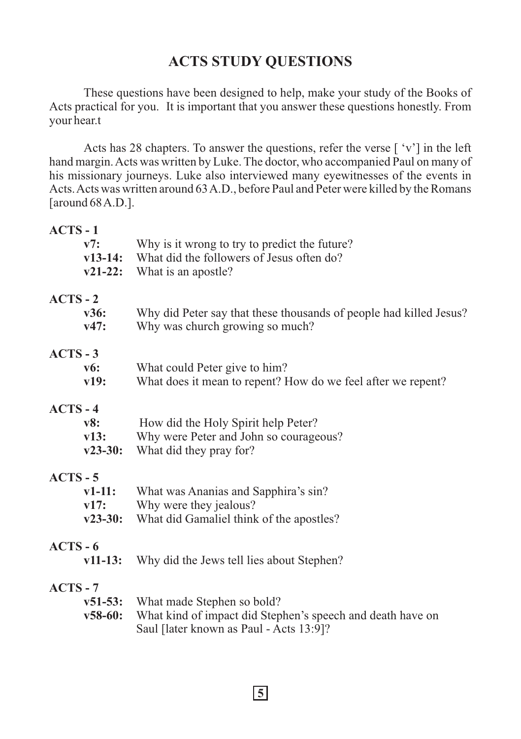# ACTS STUDY QUESTIONS

These questions have been designed to help, make your study of the Books of Acts practical for you. It is important that you answer these questions honestly. From your hear.t

Acts has 28 chapters. To answer the questions, refer the verse [ 'v'] in the left hand margin. Acts was written by Luke. The doctor, who accompanied Paul on many of his missionary journeys. Luke also interviewed many eyewitnesses of the events in Acts. Acts was written around 63 A.D., before Paul and Peter were killed by the Romans [around 68 A.D.].

**ACTS - 1**

- **v7:** Why is it wrong to try to predict the future?
- **v13-14:** What did the followers of Jesus often do?
- **v21-22:** What is an apostle?

**ACTS - 2**

- **v36:** Why did Peter say that these thousands of people had killed Jesus?
- **v47:** Why was church growing so much?

**ACTS - 3**

- **v6:** What could Peter give to him?
- **v19:** What does it mean to repent? How do we feel after we repent?

**ACTS - 4**

- **v8:** How did the Holy Spirit help Peter?
- **v13:** Why were Peter and John so courageous?
- **v23-30:** What did they pray for?

**ACTS - 5**

- **v1-11:** What was Ananias and Sapphira's sin?
- **v17:** Why were they jealous?
- **v23-30:** What did Gamaliel think of the apostles?

**ACTS - 6**

- **v11-13:** Why did the Jews tell lies about Stephen?

**ACTS - 7**

- **v51-53:** What made Stephen so bold?
- **v58-60:** What kind of impact did Stephen's speech and death have on Saul [later known as Paul - Acts 13:9]?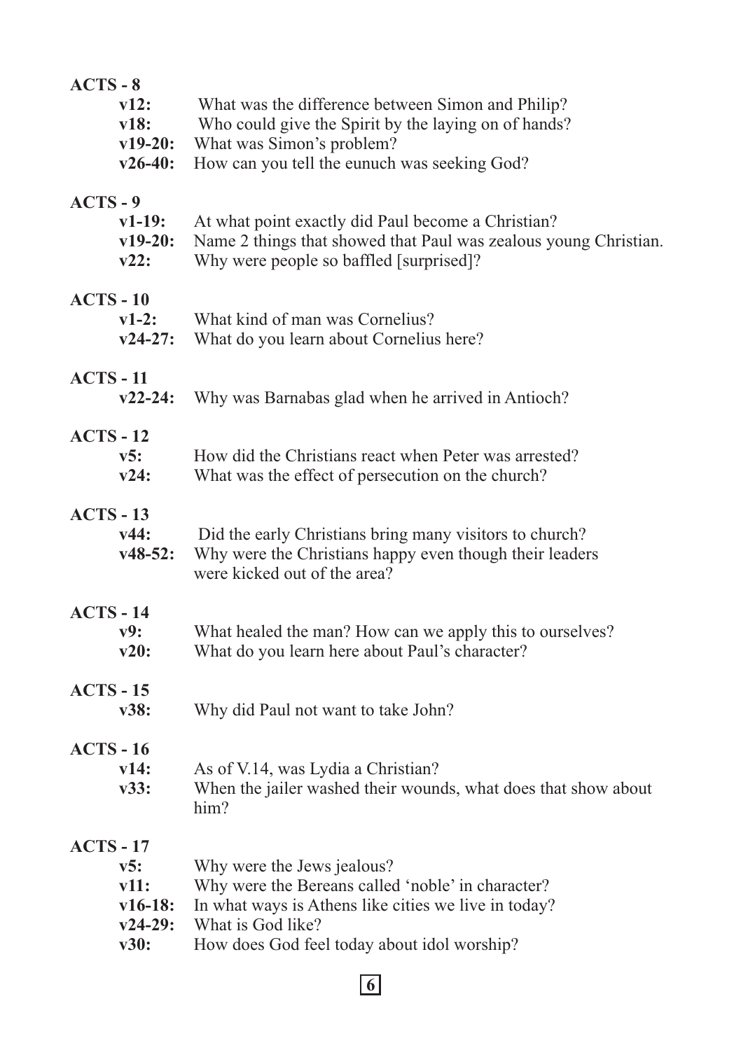## ACTS - 8

**v12:** What was the difference between Simon and Philip?
**v18:** Who could give the Spirit by the laying on of hands?
**v19-20:** What was Simon's problem?
**v26-40:** How can you tell the eunuch was seeking God?

## ACTS - 9

**v1-19:** At what point exactly did Paul become a Christian?
**v19-20:** Name 2 things that showed that Paul was zealous young Christian.
**v22:** Why were people so baffled [surprised]?

## ACTS - 10

**v1-2:** What kind of man was Cornelius?
**v24-27:** What do you learn about Cornelius here?

## ACTS - 11

**v22-24:** Why was Barnabas glad when he arrived in Antioch?

## ACTS - 12

**v5:** How did the Christians react when Peter was arrested?
**v24:** What was the effect of persecution on the church?

## ACTS - 13

**v44:** Did the early Christians bring many visitors to church?
**v48-52:** Why were the Christians happy even though their leaders were kicked out of the area?

## ACTS - 14

**v9:** What healed the man? How can we apply this to ourselves?
**v20:** What do you learn here about Paul's character?

## ACTS - 15

**v38:** Why did Paul not want to take John?

## ACTS - 16

**v14:** As of V.14, was Lydia a Christian?
**v33:** When the jailer washed their wounds, what does that show about him?

## ACTS - 17

**v5:** Why were the Jews jealous?
**v11:** Why were the Bereans called 'noble' in character?
**v16-18:** In what ways is Athens like cities we live in today?
**v24-29:** What is God like?
**v30:** How does God feel today about idol worship?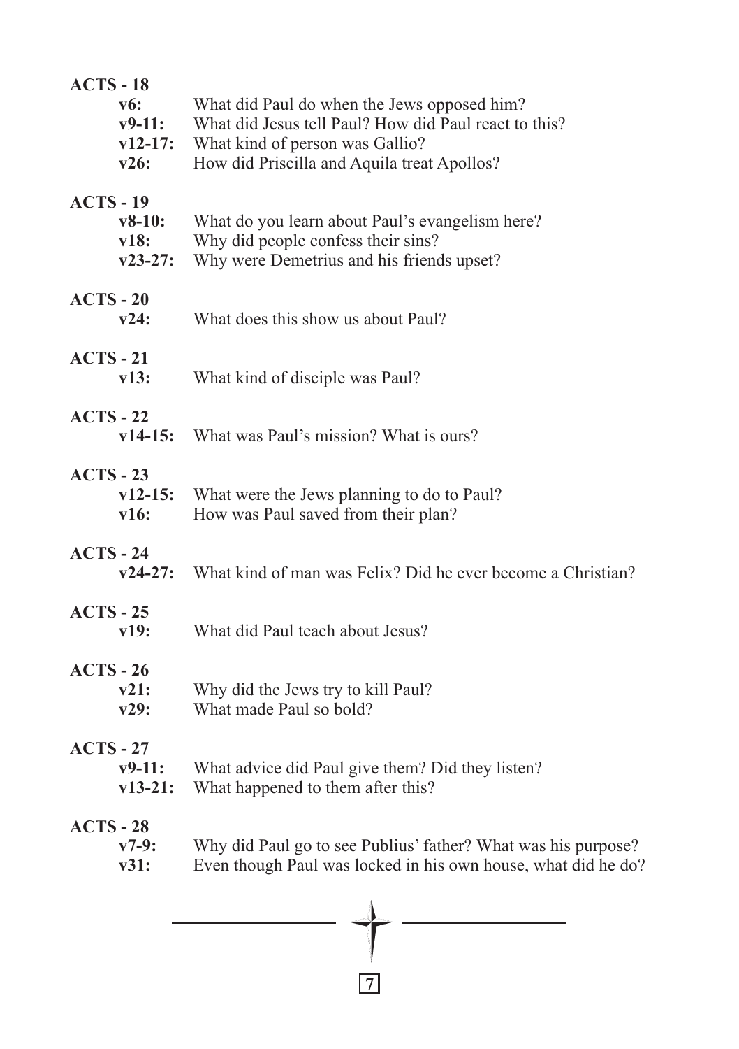**ACTS - 18**

**v6:** What did Paul do when the Jews opposed him?
**v9-11:** What did Jesus tell Paul? How did Paul react to this?
**v12-17:** What kind of person was Gallio?
**v26:** How did Priscilla and Aquila treat Apollos?

**ACTS - 19**

**v8-10:** What do you learn about Paul's evangelism here?
**v18:** Why did people confess their sins?
**v23-27:** Why were Demetrius and his friends upset?

**ACTS - 20**

**v24:** What does this show us about Paul?

**ACTS - 21**

**v13:** What kind of disciple was Paul?

**ACTS - 22**

**v14-15:** What was Paul's mission? What is ours?

**ACTS - 23**

**v12-15:** What were the Jews planning to do to Paul?
**v16:** How was Paul saved from their plan?

**ACTS - 24**

**v24-27:** What kind of man was Felix? Did he ever become a Christian?

**ACTS - 25**

**v19:** What did Paul teach about Jesus?

**ACTS - 26**

**v21:** Why did the Jews try to kill Paul?
**v29:** What made Paul so bold?

**ACTS - 27**

**v9-11:** What advice did Paul give them? Did they listen?
**v13-21:** What happened to them after this?

**ACTS - 28**

**v7-9:** Why did Paul go to see Publius' father? What was his purpose?
**v31:** Even though Paul was locked in his own house, what did he do?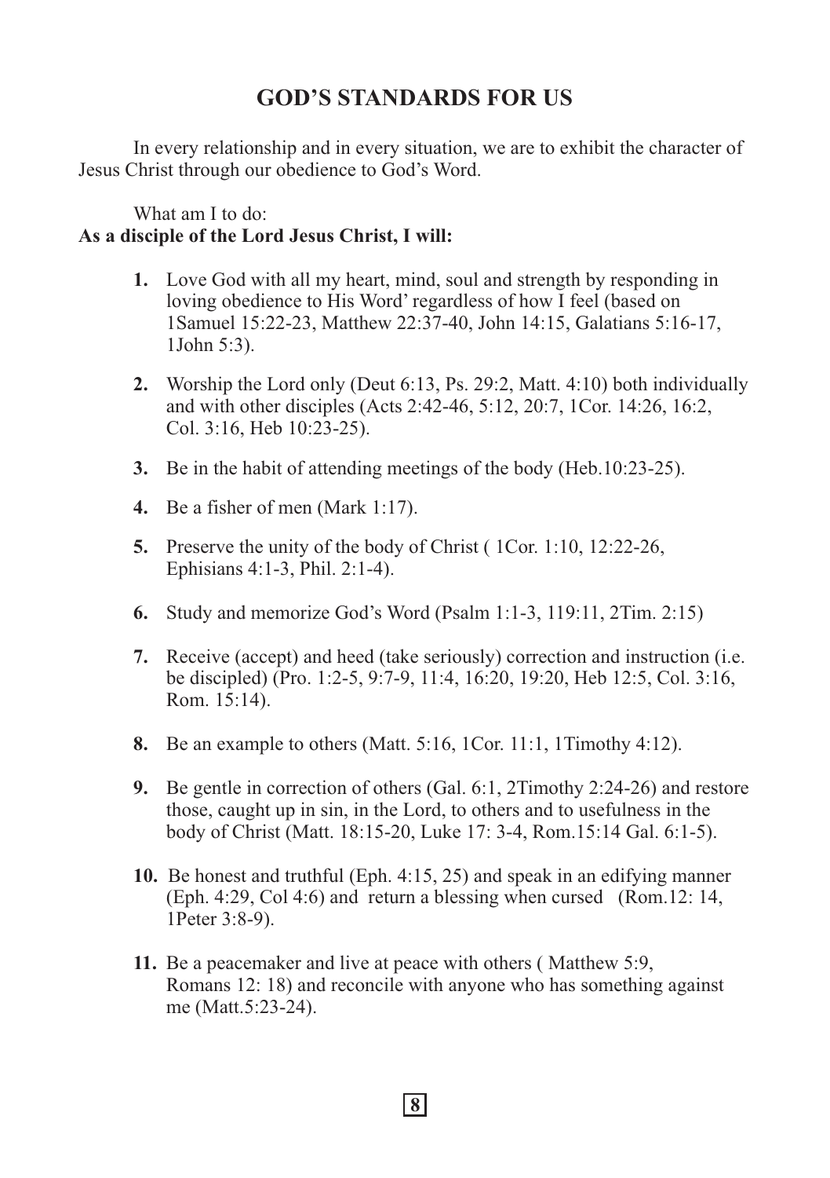# GOD'S STANDARDS FOR US

In every relationship and in every situation, we are to exhibit the character of Jesus Christ through our obedience to God's Word.

What am I to do:

**As a disciple of the Lord Jesus Christ, I will:**

1. Love God with all my heart, mind, soul and strength by responding in loving obedience to His Word' regardless of how I feel (based on 1Samuel 15:22-23, Matthew 22:37-40, John 14:15, Galatians 5:16-17, 1John 5:3).

2. Worship the Lord only (Deut 6:13, Ps. 29:2, Matt. 4:10) both individually and with other disciples (Acts 2:42-46, 5:12, 20:7, 1Cor. 14:26, 16:2, Col. 3:16, Heb 10:23-25).

3. Be in the habit of attending meetings of the body (Heb.10:23-25).

4. Be a fisher of men (Mark 1:17).

5. Preserve the unity of the body of Christ ( 1Cor. 1:10, 12:22-26, Ephisians 4:1-3, Phil. 2:1-4).

6. Study and memorize God's Word (Psalm 1:1-3, 119:11, 2Tim. 2:15)

7. Receive (accept) and heed (take seriously) correction and instruction (i.e. be discipled) (Pro. 1:2-5, 9:7-9, 11:4, 16:20, 19:20, Heb 12:5, Col. 3:16, Rom. 15:14).

8. Be an example to others (Matt. 5:16, 1Cor. 11:1, 1Timothy 4:12).

9. Be gentle in correction of others (Gal. 6:1, 2Timothy 2:24-26) and restore those, caught up in sin, in the Lord, to others and to usefulness in the body of Christ (Matt. 18:15-20, Luke 17: 3-4, Rom.15:14 Gal. 6:1-5).

10. Be honest and truthful (Eph. 4:15, 25) and speak in an edifying manner (Eph. 4:29, Col 4:6) and return a blessing when cursed (Rom.12: 14, 1Peter 3:8-9).

11. Be a peacemaker and live at peace with others ( Matthew 5:9, Romans 12: 18) and reconcile with anyone who has something against me (Matt.5:23-24).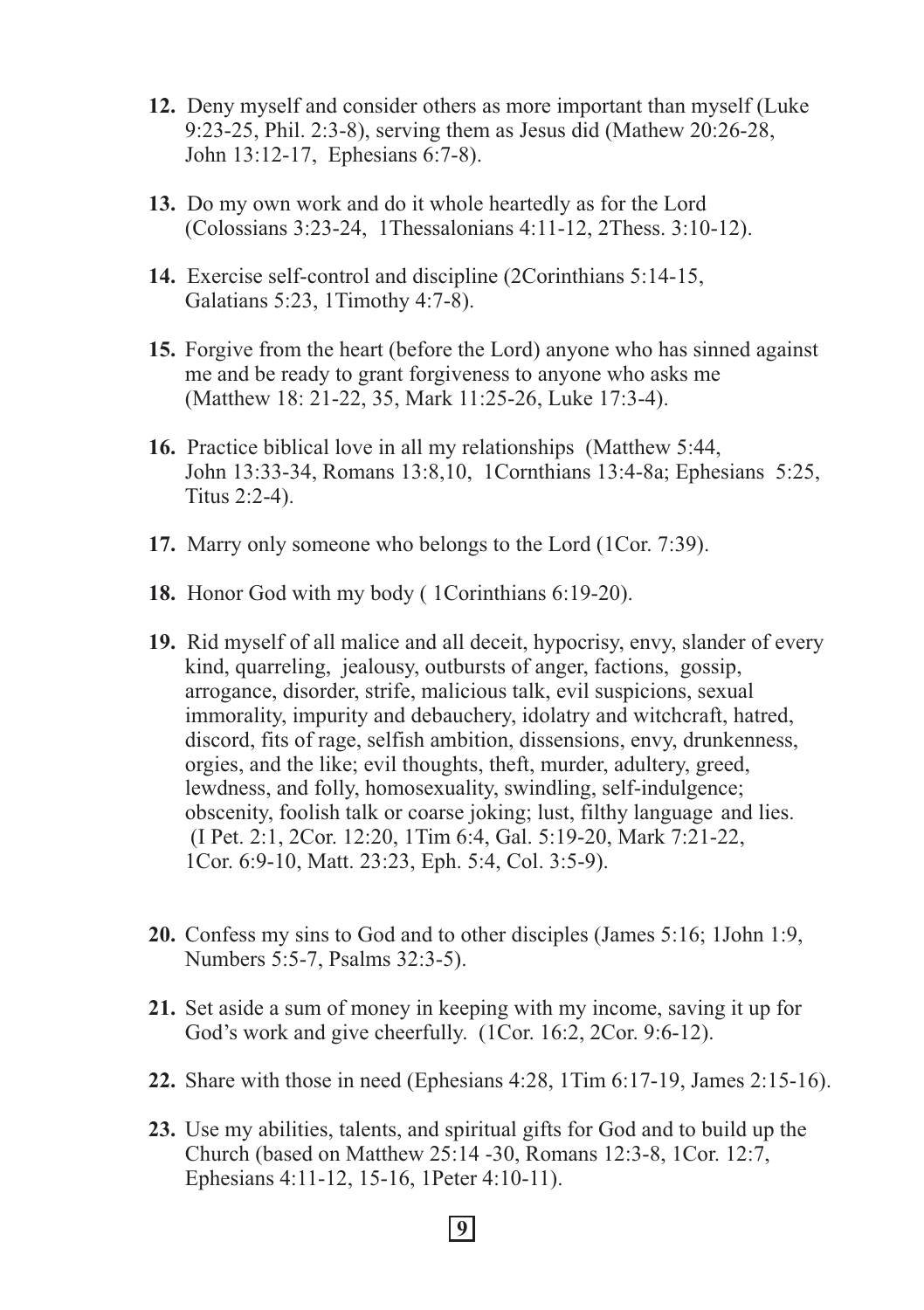**12.** Deny myself and consider others as more important than myself (Luke 9:23-25, Phil. 2:3-8), serving them as Jesus did (Mathew 20:26-28, John 13:12-17, Ephesians 6:7-8).

**13.** Do my own work and do it whole heartedly as for the Lord (Colossians 3:23-24, 1Thessalonians 4:11-12, 2Thess. 3:10-12).

**14.** Exercise self-control and discipline (2Corinthians 5:14-15, Galatians 5:23, 1Timothy 4:7-8).

**15.** Forgive from the heart (before the Lord) anyone who has sinned against me and be ready to grant forgiveness to anyone who asks me (Matthew 18: 21-22, 35, Mark 11:25-26, Luke 17:3-4).

**16.** Practice biblical love in all my relationships (Matthew 5:44, John 13:33-34, Romans 13:8,10, 1Cornthians 13:4-8a; Ephesians 5:25, Titus 2:2-4).

**17.** Marry only someone who belongs to the Lord (1Cor. 7:39).

**18.** Honor God with my body ( 1Corinthians 6:19-20).

**19.** Rid myself of all malice and all deceit, hypocrisy, envy, slander of every kind, quarreling, jealousy, outbursts of anger, factions, gossip, arrogance, disorder, strife, malicious talk, evil suspicions, sexual immorality, impurity and debauchery, idolatry and witchcraft, hatred, discord, fits of rage, selfish ambition, dissensions, envy, drunkenness, orgies, and the like; evil thoughts, theft, murder, adultery, greed, lewdness, and folly, homosexuality, swindling, self-indulgence; obscenity, foolish talk or coarse joking; lust, filthy language and lies. (I Pet. 2:1, 2Cor. 12:20, 1Tim 6:4, Gal. 5:19-20, Mark 7:21-22, 1Cor. 6:9-10, Matt. 23:23, Eph. 5:4, Col. 3:5-9).

**20.** Confess my sins to God and to other disciples (James 5:16; 1John 1:9, Numbers 5:5-7, Psalms 32:3-5).

**21.** Set aside a sum of money in keeping with my income, saving it up for God's work and give cheerfully. (1Cor. 16:2, 2Cor. 9:6-12).

**22.** Share with those in need (Ephesians 4:28, 1Tim 6:17-19, James 2:15-16).

**23.** Use my abilities, talents, and spiritual gifts for God and to build up the Church (based on Matthew 25:14 -30, Romans 12:3-8, 1Cor. 12:7, Ephesians 4:11-12, 15-16, 1Peter 4:10-11).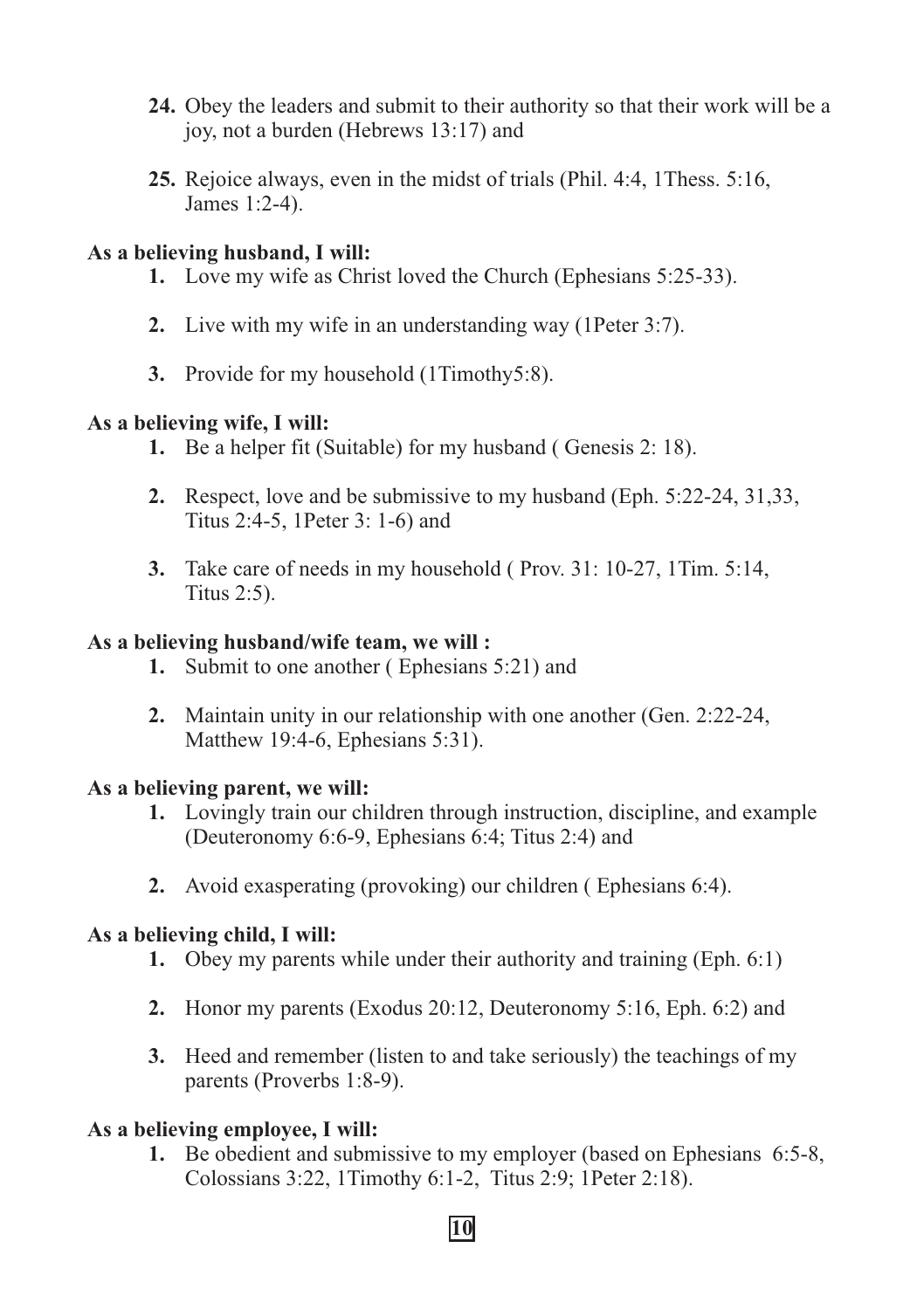24. Obey the leaders and submit to their authority so that their work will be a joy, not a burden (Hebrews 13:17) and

25. Rejoice always, even in the midst of trials (Phil. 4:4, 1Thess. 5:16, James 1:2-4).

**As a believing husband, I will:**

1. Love my wife as Christ loved the Church (Ephesians 5:25-33).

2. Live with my wife in an understanding way (1Peter 3:7).

3. Provide for my household (1Timothy5:8).

**As a believing wife, I will:**

1. Be a helper fit (Suitable) for my husband ( Genesis 2: 18).

2. Respect, love and be submissive to my husband (Eph. 5:22-24, 31,33, Titus 2:4-5, 1Peter 3: 1-6) and

3. Take care of needs in my household ( Prov. 31: 10-27, 1Tim. 5:14, Titus 2:5).

**As a believing husband/wife team, we will :**

1. Submit to one another ( Ephesians 5:21) and

2. Maintain unity in our relationship with one another (Gen. 2:22-24, Matthew 19:4-6, Ephesians 5:31).

**As a believing parent, we will:**

1. Lovingly train our children through instruction, discipline, and example (Deuteronomy 6:6-9, Ephesians 6:4; Titus 2:4) and

2. Avoid exasperating (provoking) our children ( Ephesians 6:4).

**As a believing child, I will:**

1. Obey my parents while under their authority and training (Eph. 6:1)

2. Honor my parents (Exodus 20:12, Deuteronomy 5:16, Eph. 6:2) and

3. Heed and remember (listen to and take seriously) the teachings of my parents (Proverbs 1:8-9).

**As a believing employee, I will:**

1. Be obedient and submissive to my employer (based on Ephesians 6:5-8, Colossians 3:22, 1Timothy 6:1-2, Titus 2:9; 1Peter 2:18).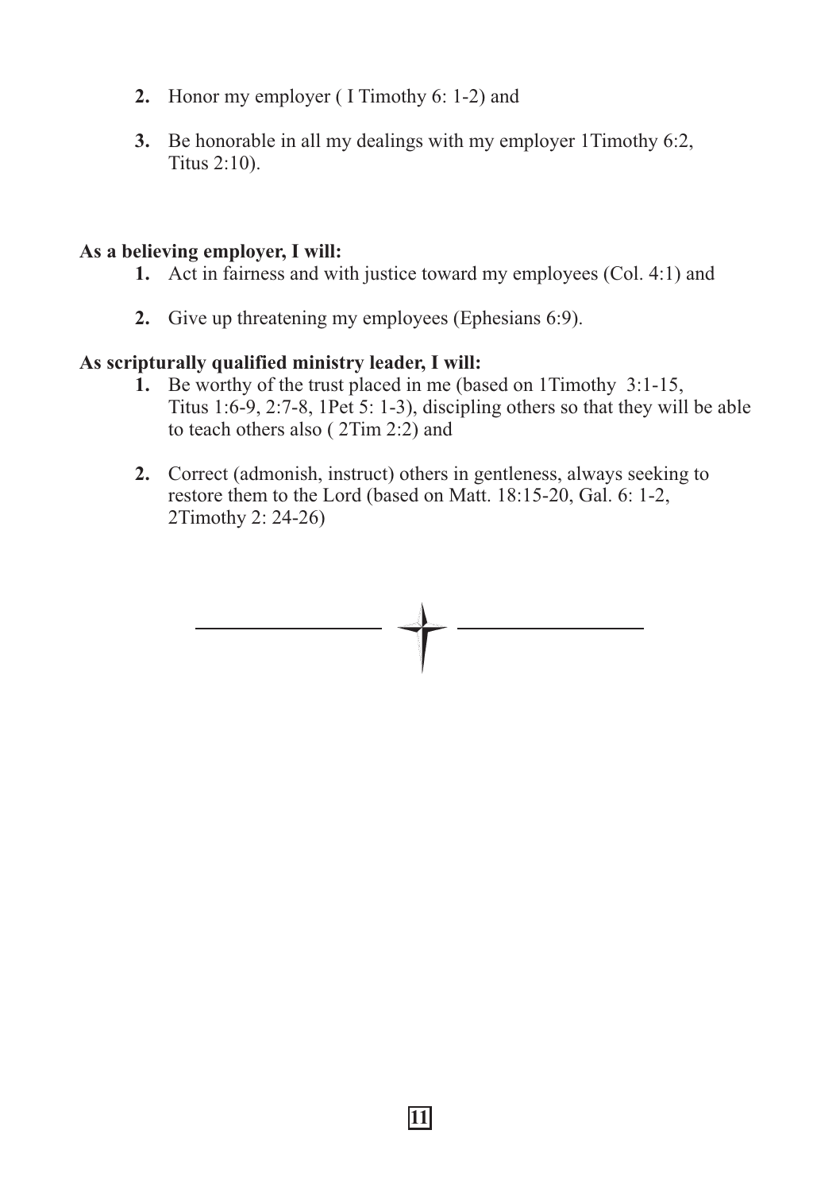2. Honor my employer ( I Timothy 6: 1-2) and

3. Be honorable in all my dealings with my employer 1Timothy 6:2, Titus 2:10).

**As a believing employer, I will:**

1. Act in fairness and with justice toward my employees (Col. 4:1) and

2. Give up threatening my employees (Ephesians 6:9).

**As scripturally qualified ministry leader, I will:**

1. Be worthy of the trust placed in me (based on 1Timothy 3:1-15, Titus 1:6-9, 2:7-8, 1Pet 5: 1-3), discipling others so that they will be able to teach others also ( 2Tim 2:2) and

2. Correct (admonish, instruct) others in gentleness, always seeking to restore them to the Lord (based on Matt. 18:15-20, Gal. 6: 1-2, 2Timothy 2: 24-26)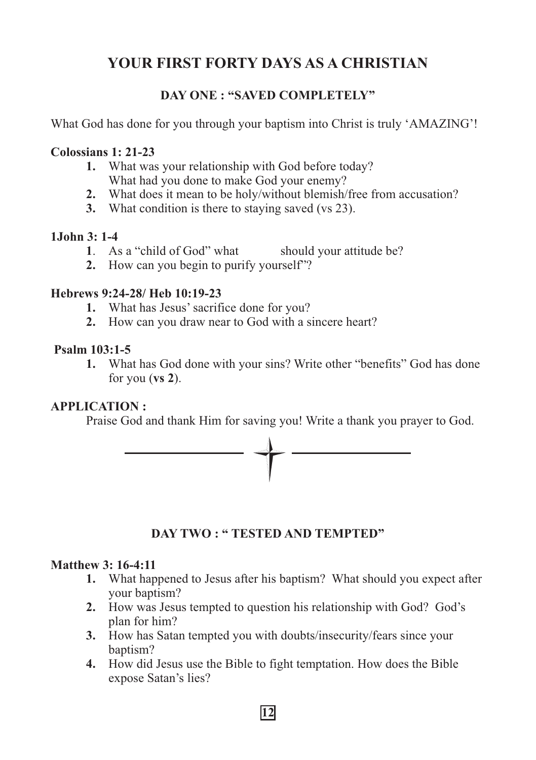# YOUR FIRST FORTY DAYS AS A CHRISTIAN

## DAY ONE : "SAVED COMPLETELY"

What God has done for you through your baptism into Christ is truly 'AMAZING'!

**Colossians 1: 21-23**

1. What was your relationship with God before today? What had you done to make God your enemy?
2. What does it mean to be holy/without blemish/free from accusation?
3. What condition is there to staying saved (vs 23).

**1John 3: 1-4**

1. As a "child of God" what should your attitude be?
2. How can you begin to purify yourself"?

**Hebrews 9:24-28/ Heb 10:19-23**

1. What has Jesus' sacrifice done for you?
2. How can you draw near to God with a sincere heart?

**Psalm 103:1-5**

1. What has God done with your sins? Write other "benefits" God has done for you (**vs 2**).

**APPLICATION :**

Praise God and thank Him for saving you! Write a thank you prayer to God.

---

## DAY TWO : " TESTED AND TEMPTED"

**Matthew 3: 16-4:11**

1. What happened to Jesus after his baptism? What should you expect after your baptism?
2. How was Jesus tempted to question his relationship with God? God's plan for him?
3. How has Satan tempted you with doubts/insecurity/fears since your baptism?
4. How did Jesus use the Bible to fight temptation. How does the Bible expose Satan's lies?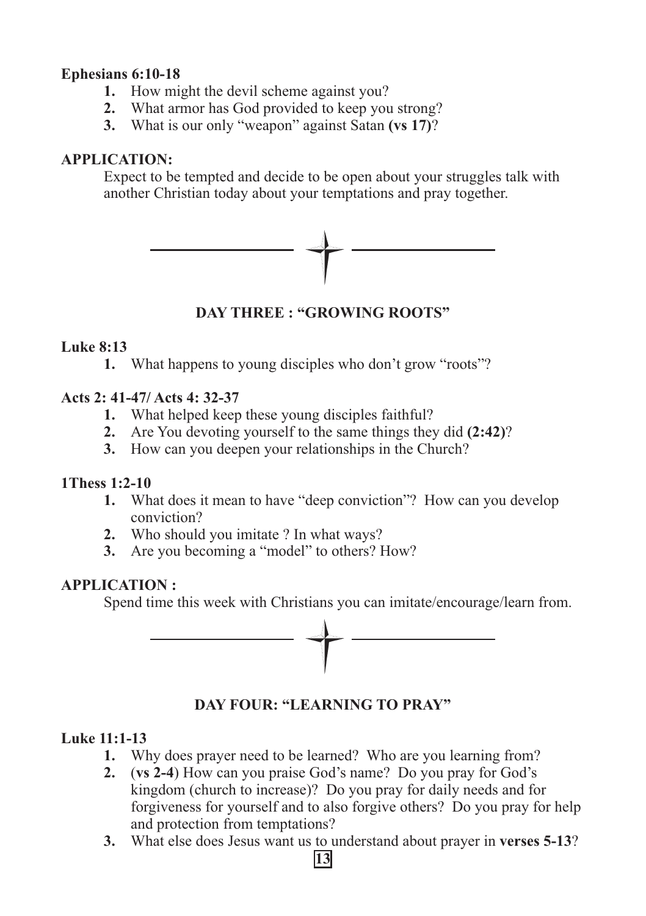**Ephesians 6:10-18**

1. How might the devil scheme against you?
2. What armor has God provided to keep you strong?
3. What is our only "weapon" against Satan **(vs 17)**?

**APPLICATION:**

Expect to be tempted and decide to be open about your struggles talk with another Christian today about your temptations and pray together.

---

## DAY THREE : "GROWING ROOTS"

**Luke 8:13**

1. What happens to young disciples who don't grow "roots"?

**Acts 2: 41-47/ Acts 4: 32-37**

1. What helped keep these young disciples faithful?
2. Are You devoting yourself to the same things they did **(2:42)**?
3. How can you deepen your relationships in the Church?

**1Thess 1:2-10**

1. What does it mean to have "deep conviction"? How can you develop conviction?
2. Who should you imitate ? In what ways?
3. Are you becoming a "model" to others? How?

**APPLICATION :**

Spend time this week with Christians you can imitate/encourage/learn from.

---

## DAY FOUR: "LEARNING TO PRAY"

**Luke 11:1-13**

1. Why does prayer need to be learned? Who are you learning from?
2. (**vs 2-4**) How can you praise God's name? Do you pray for God's kingdom (church to increase)? Do you pray for daily needs and for forgiveness for yourself and to also forgive others? Do you pray for help and protection from temptations?
3. What else does Jesus want us to understand about prayer in **verses 5-13**?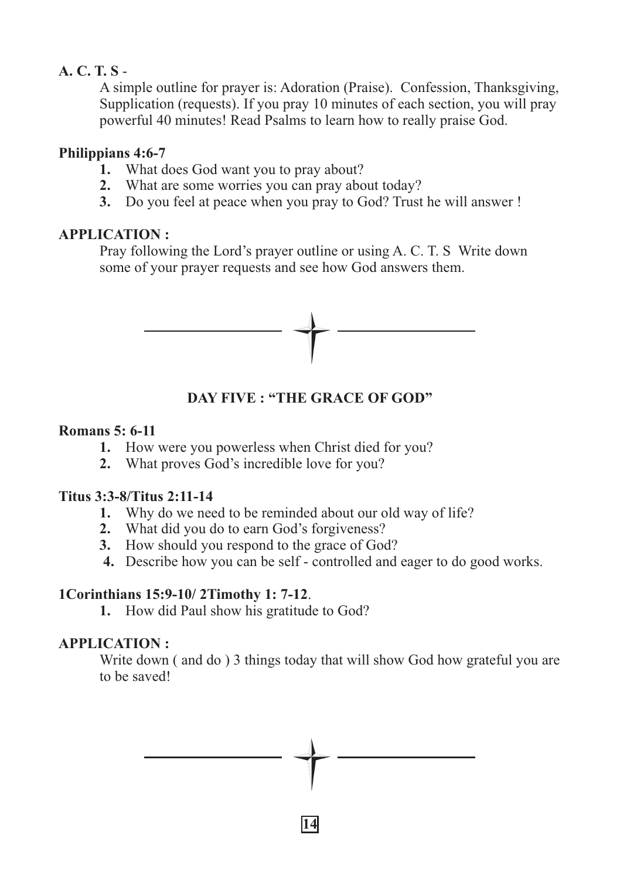**A. C. T. S** -

A simple outline for prayer is: Adoration (Praise). Confession, Thanksgiving, Supplication (requests). If you pray 10 minutes of each section, you will pray powerful 40 minutes! Read Psalms to learn how to really praise God.

**Philippians 4:6-7**

1. What does God want you to pray about?
2. What are some worries you can pray about today?
3. Do you feel at peace when you pray to God? Trust he will answer !

**APPLICATION :**

Pray following the Lord's prayer outline or using A. C. T. S Write down some of your prayer requests and see how God answers them.

## DAY FIVE : "THE GRACE OF GOD"

**Romans 5: 6-11**

1. How were you powerless when Christ died for you?
2. What proves God's incredible love for you?

**Titus 3:3-8/Titus 2:11-14**

1. Why do we need to be reminded about our old way of life?
2. What did you do to earn God's forgiveness?
3. How should you respond to the grace of God?
4. Describe how you can be self - controlled and eager to do good works.

**1Corinthians 15:9-10/ 2Timothy 1: 7-12**.

1. How did Paul show his gratitude to God?

**APPLICATION :**

Write down ( and do ) 3 things today that will show God how grateful you are to be saved!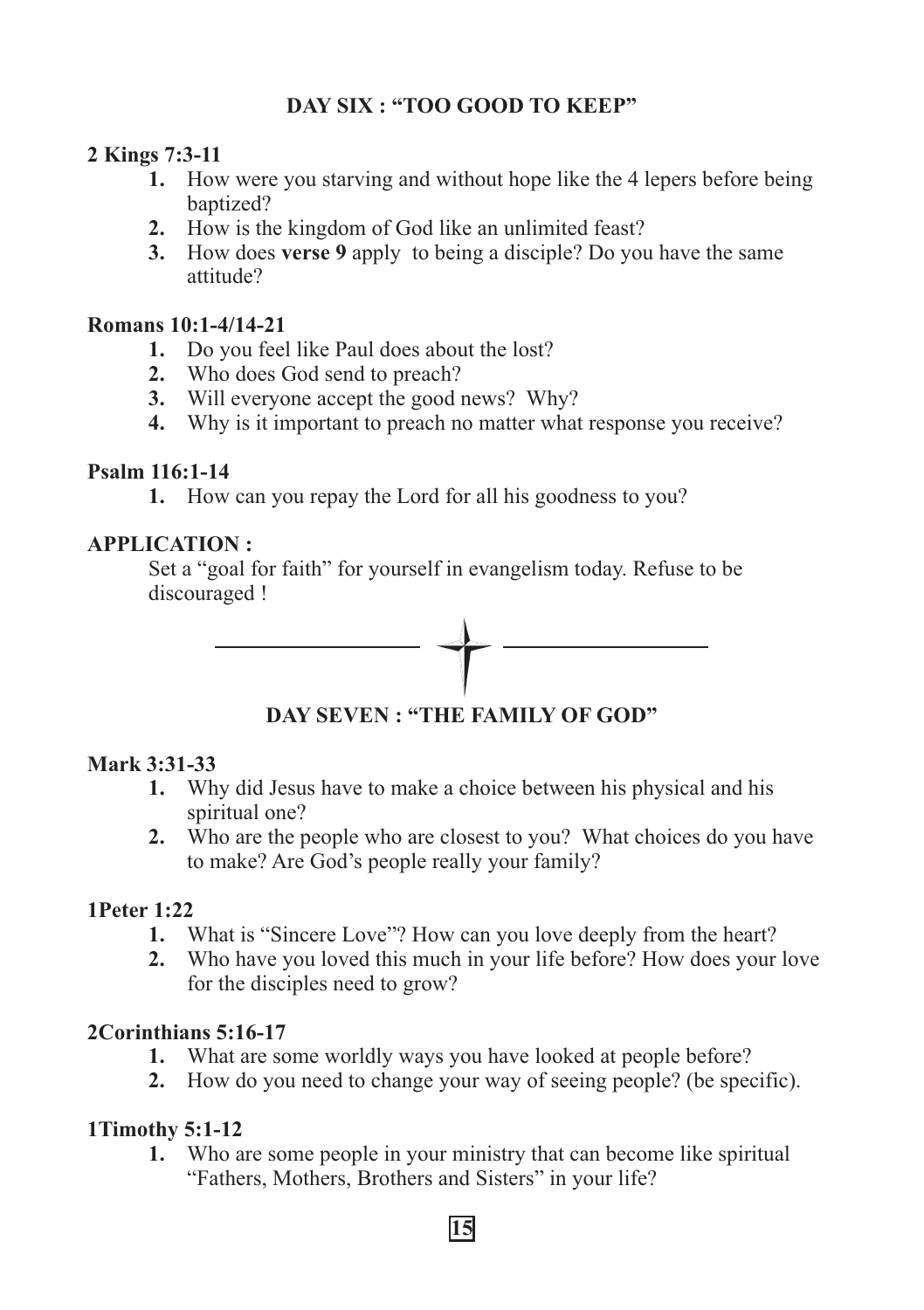## DAY SIX : "TOO GOOD TO KEEP"

**2 Kings 7:3-11**

1. How were you starving and without hope like the 4 lepers before being baptized?
2. How is the kingdom of God like an unlimited feast?
3. How does **verse 9** apply to being a disciple? Do you have the same attitude?

**Romans 10:1-4/14-21**

1. Do you feel like Paul does about the lost?
2. Who does God send to preach?
3. Will everyone accept the good news? Why?
4. Why is it important to preach no matter what response you receive?

**Psalm 116:1-14**

1. How can you repay the Lord for all his goodness to you?

**APPLICATION :**

Set a "goal for faith" for yourself in evangelism today. Refuse to be discouraged !

---

## DAY SEVEN : "THE FAMILY OF GOD"

**Mark 3:31-33**

1. Why did Jesus have to make a choice between his physical and his spiritual one?
2. Who are the people who are closest to you? What choices do you have to make? Are God's people really your family?

**1Peter 1:22**

1. What is "Sincere Love"? How can you love deeply from the heart?
2. Who have you loved this much in your life before? How does your love for the disciples need to grow?

**2Corinthians 5:16-17**

1. What are some worldly ways you have looked at people before?
2. How do you need to change your way of seeing people? (be specific).

**1Timothy 5:1-12**

1. Who are some people in your ministry that can become like spiritual "Fathers, Mothers, Brothers and Sisters" in your life?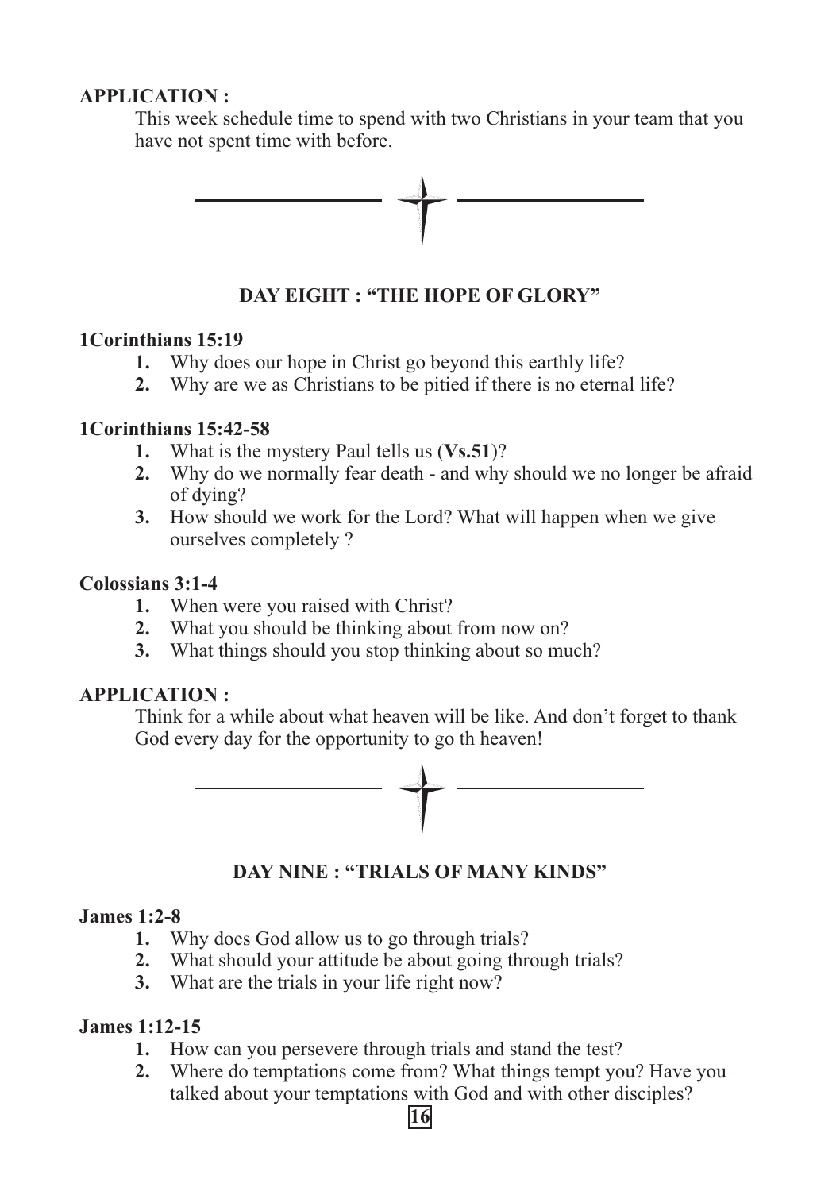**APPLICATION :**

This week schedule time to spend with two Christians in your team that you have not spent time with before.

## DAY EIGHT : "THE HOPE OF GLORY"

**1Corinthians 15:19**

1. Why does our hope in Christ go beyond this earthly life?
2. Why are we as Christians to be pitied if there is no eternal life?

**1Corinthians 15:42-58**

1. What is the mystery Paul tells us (**Vs.51**)?
2. Why do we normally fear death - and why should we no longer be afraid of dying?
3. How should we work for the Lord? What will happen when we give ourselves completely ?

**Colossians 3:1-4**

1. When were you raised with Christ?
2. What you should be thinking about from now on?
3. What things should you stop thinking about so much?

**APPLICATION :**

Think for a while about what heaven will be like. And don't forget to thank God every day for the opportunity to go th heaven!

## DAY NINE : "TRIALS OF MANY KINDS"

**James 1:2-8**

1. Why does God allow us to go through trials?
2. What should your attitude be about going through trials?
3. What are the trials in your life right now?

**James 1:12-15**

1. How can you persevere through trials and stand the test?
2. Where do temptations come from? What things tempt you? Have you talked about your temptations with God and with other disciples?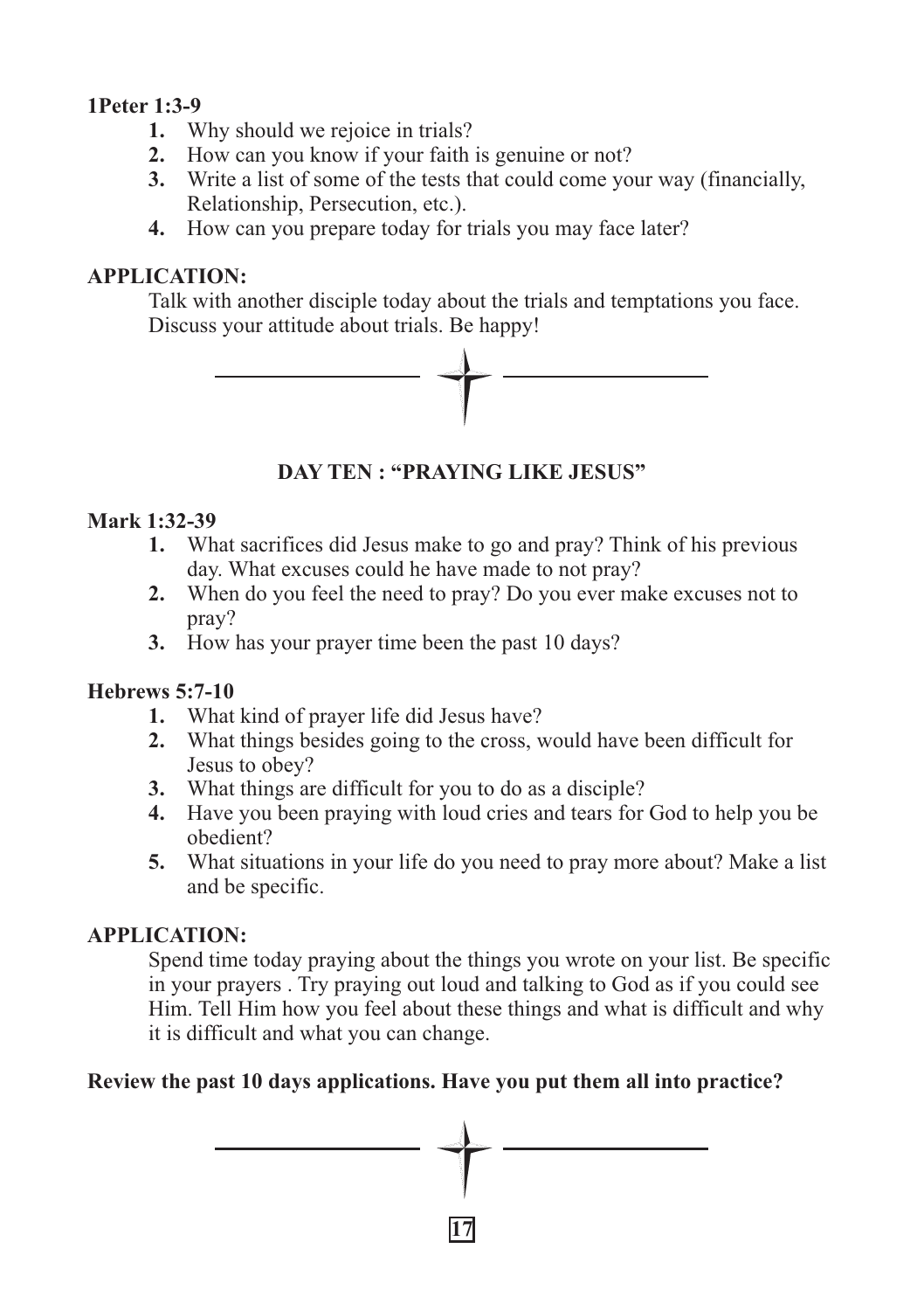**1Peter 1:3-9**

1. Why should we rejoice in trials?
2. How can you know if your faith is genuine or not?
3. Write a list of some of the tests that could come your way (financially, Relationship, Persecution, etc.).
4. How can you prepare today for trials you may face later?

**APPLICATION:**

Talk with another disciple today about the trials and temptations you face. Discuss your attitude about trials. Be happy!

## DAY TEN : "PRAYING LIKE JESUS"

**Mark 1:32-39**

1. What sacrifices did Jesus make to go and pray? Think of his previous day. What excuses could he have made to not pray?
2. When do you feel the need to pray? Do you ever make excuses not to pray?
3. How has your prayer time been the past 10 days?

**Hebrews 5:7-10**

1. What kind of prayer life did Jesus have?
2. What things besides going to the cross, would have been difficult for Jesus to obey?
3. What things are difficult for you to do as a disciple?
4. Have you been praying with loud cries and tears for God to help you be obedient?
5. What situations in your life do you need to pray more about? Make a list and be specific.

**APPLICATION:**

Spend time today praying about the things you wrote on your list. Be specific in your prayers . Try praying out loud and talking to God as if you could see Him. Tell Him how you feel about these things and what is difficult and why it is difficult and what you can change.

**Review the past 10 days applications. Have you put them all into practice?**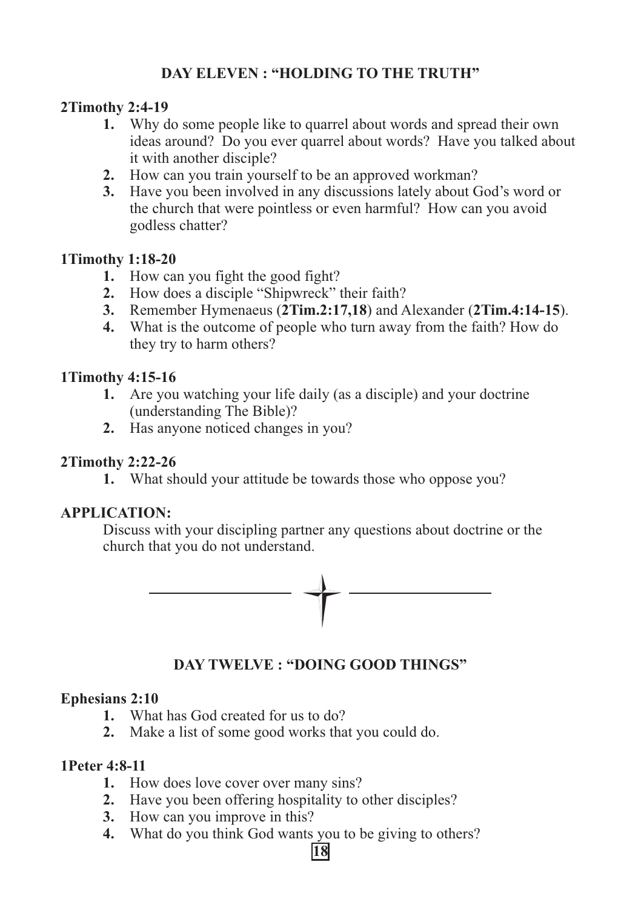## DAY ELEVEN : "HOLDING TO THE TRUTH"

**2Timothy 2:4-19**

1. Why do some people like to quarrel about words and spread their own ideas around? Do you ever quarrel about words? Have you talked about it with another disciple?
2. How can you train yourself to be an approved workman?
3. Have you been involved in any discussions lately about God's word or the church that were pointless or even harmful? How can you avoid godless chatter?

**1Timothy 1:18-20**

1. How can you fight the good fight?
2. How does a disciple "Shipwreck" their faith?
3. Remember Hymenaeus (**2Tim.2:17,18**) and Alexander (**2Tim.4:14-15**).
4. What is the outcome of people who turn away from the faith? How do they try to harm others?

**1Timothy 4:15-16**

1. Are you watching your life daily (as a disciple) and your doctrine (understanding The Bible)?
2. Has anyone noticed changes in you?

**2Timothy 2:22-26**

1. What should your attitude be towards those who oppose you?

**APPLICATION:**

Discuss with your discipling partner any questions about doctrine or the church that you do not understand.

---

## DAY TWELVE : "DOING GOOD THINGS"

**Ephesians 2:10**

1. What has God created for us to do?
2. Make a list of some good works that you could do.

**1Peter 4:8-11**

1. How does love cover over many sins?
2. Have you been offering hospitality to other disciples?
3. How can you improve in this?
4. What do you think God wants you to be giving to others?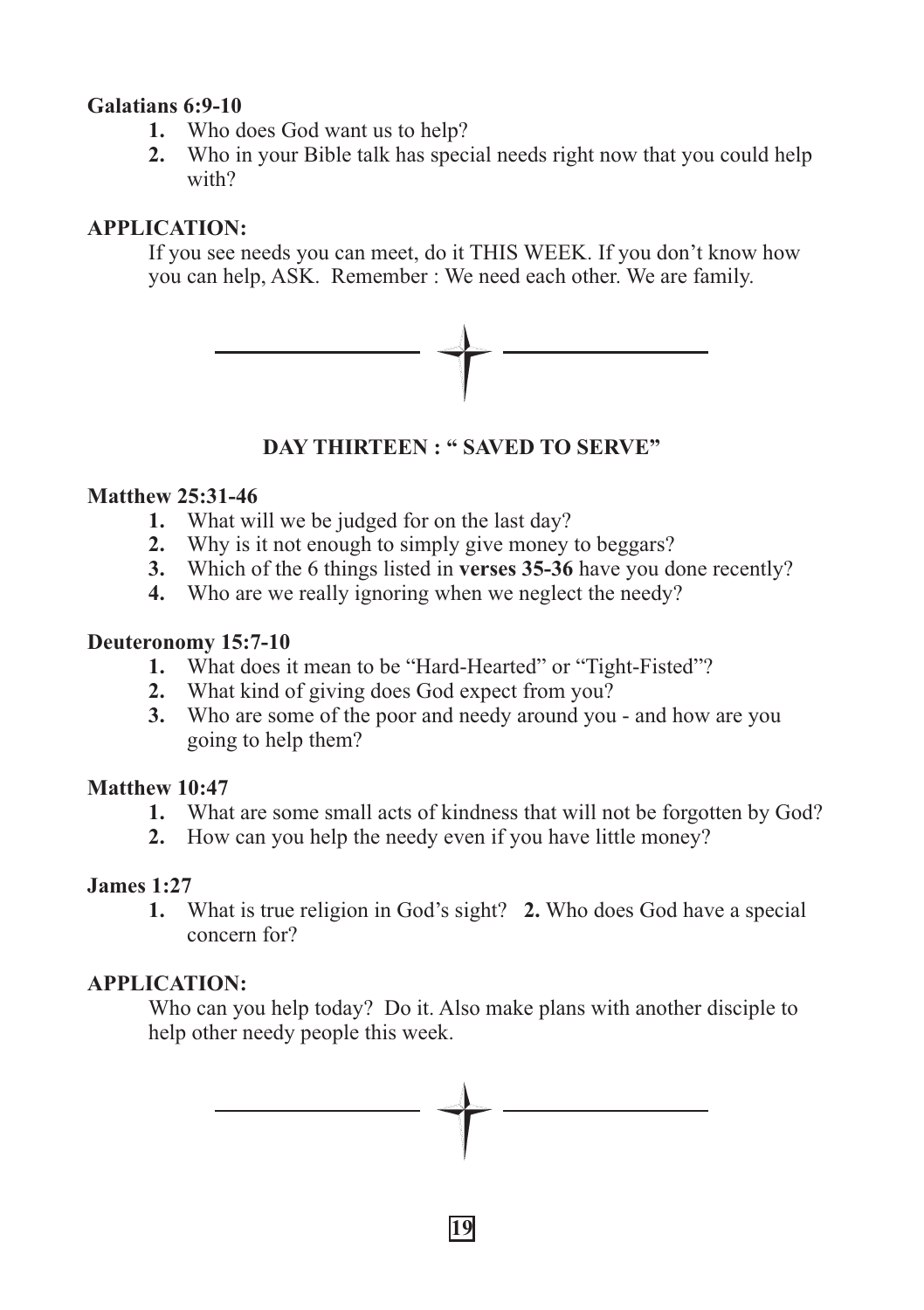**Galatians 6:9-10**

1. Who does God want us to help?
2. Who in your Bible talk has special needs right now that you could help with?

**APPLICATION:**

If you see needs you can meet, do it THIS WEEK. If you don't know how you can help, ASK. Remember : We need each other. We are family.

---

## DAY THIRTEEN : " SAVED TO SERVE"

**Matthew 25:31-46**

1. What will we be judged for on the last day?
2. Why is it not enough to simply give money to beggars?
3. Which of the 6 things listed in **verses 35-36** have you done recently?
4. Who are we really ignoring when we neglect the needy?

**Deuteronomy 15:7-10**

1. What does it mean to be "Hard-Hearted" or "Tight-Fisted"?
2. What kind of giving does God expect from you?
3. Who are some of the poor and needy around you - and how are you going to help them?

**Matthew 10:47**

1. What are some small acts of kindness that will not be forgotten by God?
2. How can you help the needy even if you have little money?

**James 1:27**

1. What is true religion in God's sight? **2.** Who does God have a special concern for?

**APPLICATION:**

Who can you help today? Do it. Also make plans with another disciple to help other needy people this week.

---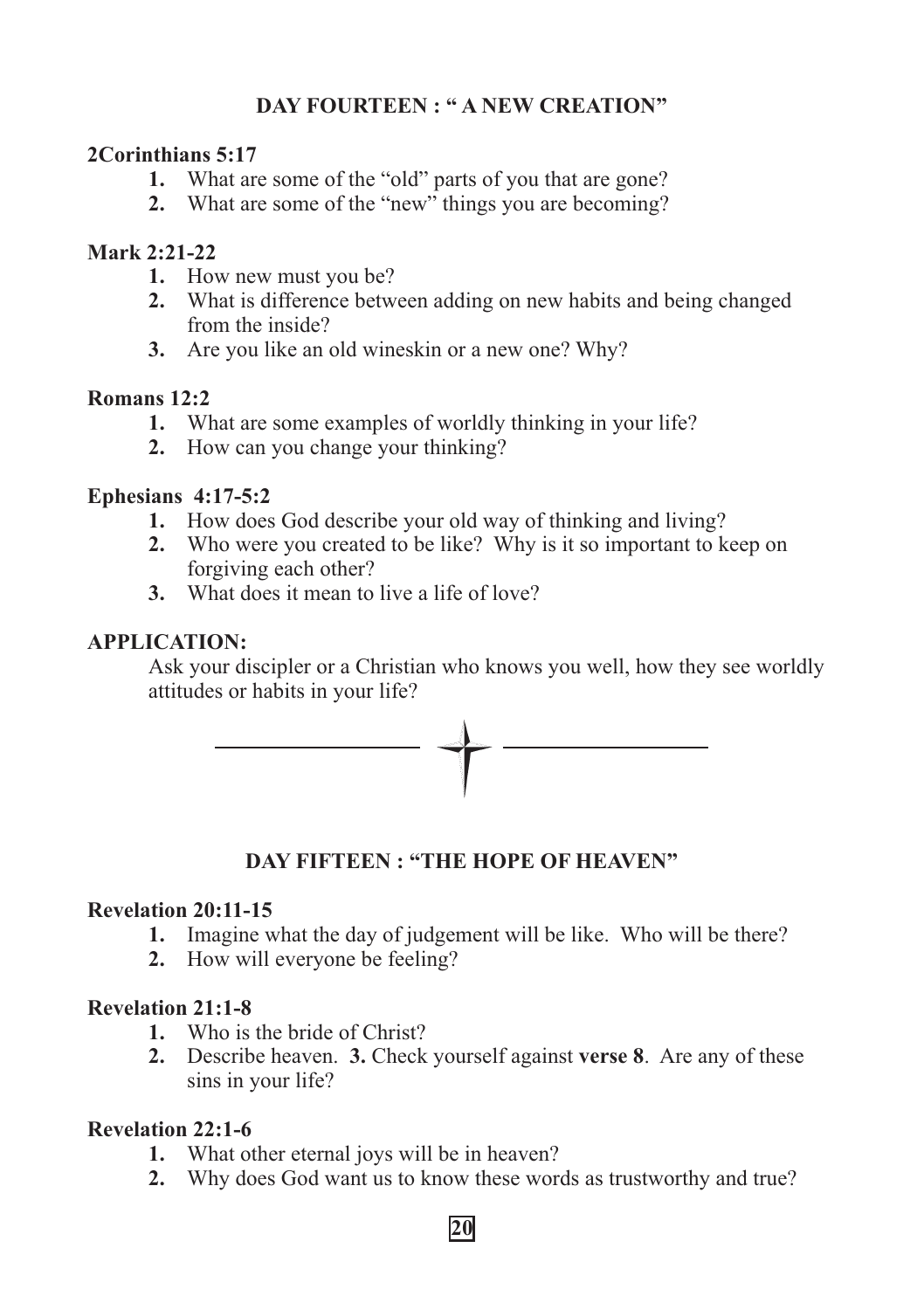## DAY FOURTEEN : " A NEW CREATION"

**2Corinthians 5:17**

1. What are some of the "old" parts of you that are gone?
2. What are some of the "new" things you are becoming?

**Mark 2:21-22**

1. How new must you be?
2. What is difference between adding on new habits and being changed from the inside?
3. Are you like an old wineskin or a new one? Why?

**Romans 12:2**

1. What are some examples of worldly thinking in your life?
2. How can you change your thinking?

**Ephesians 4:17-5:2**

1. How does God describe your old way of thinking and living?
2. Who were you created to be like? Why is it so important to keep on forgiving each other?
3. What does it mean to live a life of love?

**APPLICATION:**

Ask your discipler or a Christian who knows you well, how they see worldly attitudes or habits in your life?

---

## DAY FIFTEEN : "THE HOPE OF HEAVEN"

**Revelation 20:11-15**

1. Imagine what the day of judgement will be like. Who will be there?
2. How will everyone be feeling?

**Revelation 21:1-8**

1. Who is the bride of Christ?
2. Describe heaven. **3.** Check yourself against **verse 8**. Are any of these sins in your life?

**Revelation 22:1-6**

1. What other eternal joys will be in heaven?
2. Why does God want us to know these words as trustworthy and true?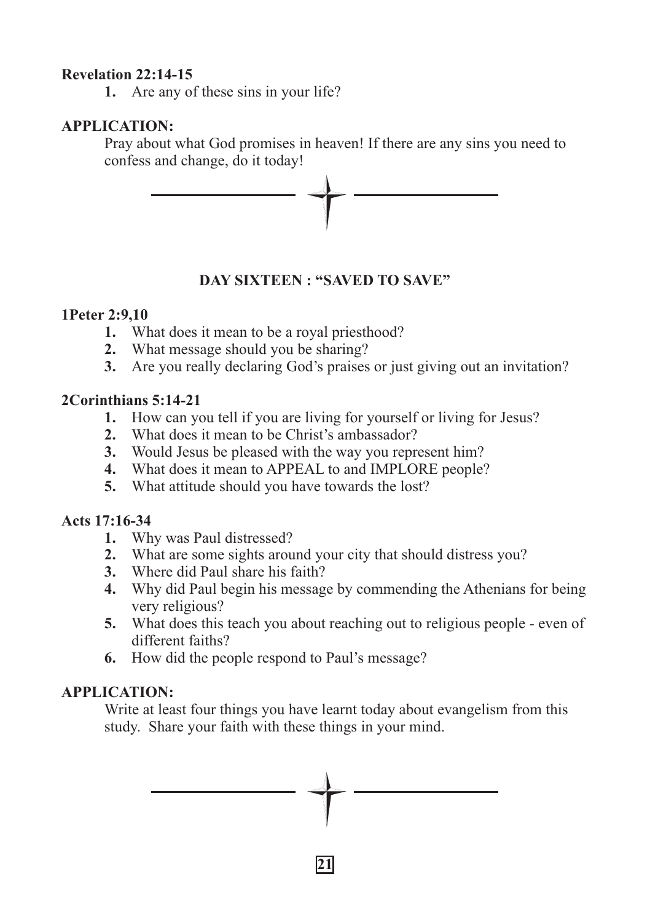**Revelation 22:14-15**

1. Are any of these sins in your life?

**APPLICATION:**

Pray about what God promises in heaven! If there are any sins you need to confess and change, do it today!

## DAY SIXTEEN : "SAVED TO SAVE"

**1Peter 2:9,10**

1. What does it mean to be a royal priesthood?
2. What message should you be sharing?
3. Are you really declaring God's praises or just giving out an invitation?

**2Corinthians 5:14-21**

1. How can you tell if you are living for yourself or living for Jesus?
2. What does it mean to be Christ's ambassador?
3. Would Jesus be pleased with the way you represent him?
4. What does it mean to APPEAL to and IMPLORE people?
5. What attitude should you have towards the lost?

**Acts 17:16-34**

1. Why was Paul distressed?
2. What are some sights around your city that should distress you?
3. Where did Paul share his faith?
4. Why did Paul begin his message by commending the Athenians for being very religious?
5. What does this teach you about reaching out to religious people - even of different faiths?
6. How did the people respond to Paul's message?

**APPLICATION:**

Write at least four things you have learnt today about evangelism from this study. Share your faith with these things in your mind.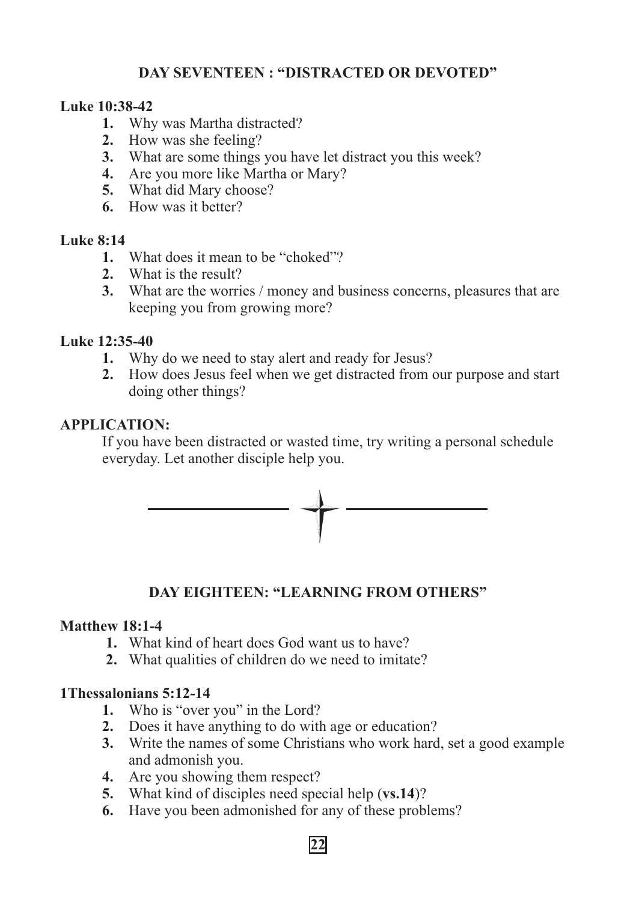## DAY SEVENTEEN : "DISTRACTED OR DEVOTED"

**Luke 10:38-42**

1. Why was Martha distracted?
2. How was she feeling?
3. What are some things you have let distract you this week?
4. Are you more like Martha or Mary?
5. What did Mary choose?
6. How was it better?

**Luke 8:14**

1. What does it mean to be "choked"?
2. What is the result?
3. What are the worries / money and business concerns, pleasures that are keeping you from growing more?

**Luke 12:35-40**

1. Why do we need to stay alert and ready for Jesus?
2. How does Jesus feel when we get distracted from our purpose and start doing other things?

**APPLICATION:**

If you have been distracted or wasted time, try writing a personal schedule everyday. Let another disciple help you.

## DAY EIGHTEEN: "LEARNING FROM OTHERS"

**Matthew 18:1-4**

1. What kind of heart does God want us to have?
2. What qualities of children do we need to imitate?

**1Thessalonians 5:12-14**

1. Who is "over you" in the Lord?
2. Does it have anything to do with age or education?
3. Write the names of some Christians who work hard, set a good example and admonish you.
4. Are you showing them respect?
5. What kind of disciples need special help (**vs.14**)?
6. Have you been admonished for any of these problems?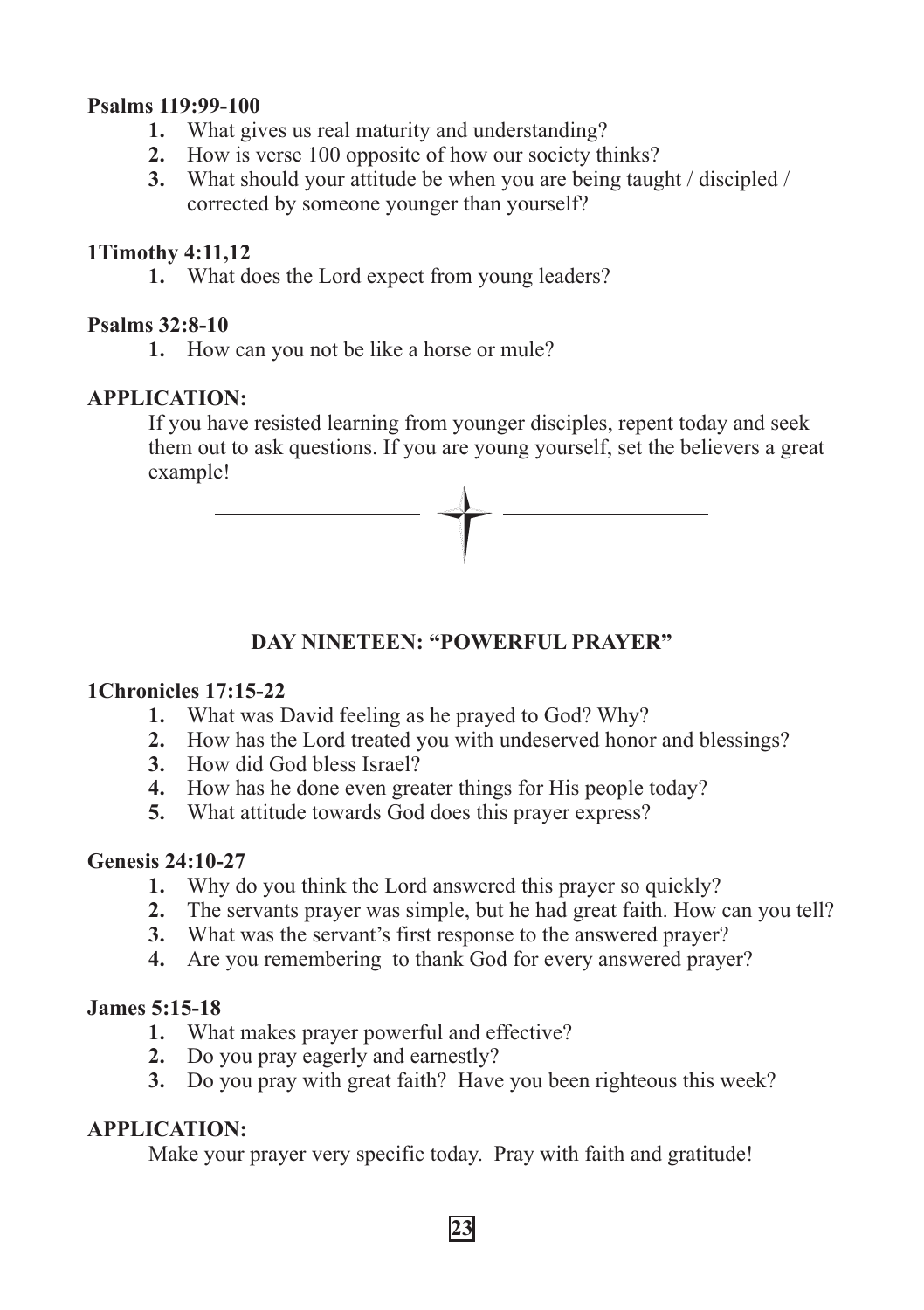**Psalms 119:99-100**

1. What gives us real maturity and understanding?
2. How is verse 100 opposite of how our society thinks?
3. What should your attitude be when you are being taught / discipled / corrected by someone younger than yourself?

**1Timothy 4:11,12**

1. What does the Lord expect from young leaders?

**Psalms 32:8-10**

1. How can you not be like a horse or mule?

**APPLICATION:**

If you have resisted learning from younger disciples, repent today and seek them out to ask questions. If you are young yourself, set the believers a great example!

---

## DAY NINETEEN: "POWERFUL PRAYER"

**1Chronicles 17:15-22**

1. What was David feeling as he prayed to God? Why?
2. How has the Lord treated you with undeserved honor and blessings?
3. How did God bless Israel?
4. How has he done even greater things for His people today?
5. What attitude towards God does this prayer express?

**Genesis 24:10-27**

1. Why do you think the Lord answered this prayer so quickly?
2. The servants prayer was simple, but he had great faith. How can you tell?
3. What was the servant's first response to the answered prayer?
4. Are you remembering to thank God for every answered prayer?

**James 5:15-18**

1. What makes prayer powerful and effective?
2. Do you pray eagerly and earnestly?
3. Do you pray with great faith? Have you been righteous this week?

**APPLICATION:**

Make your prayer very specific today. Pray with faith and gratitude!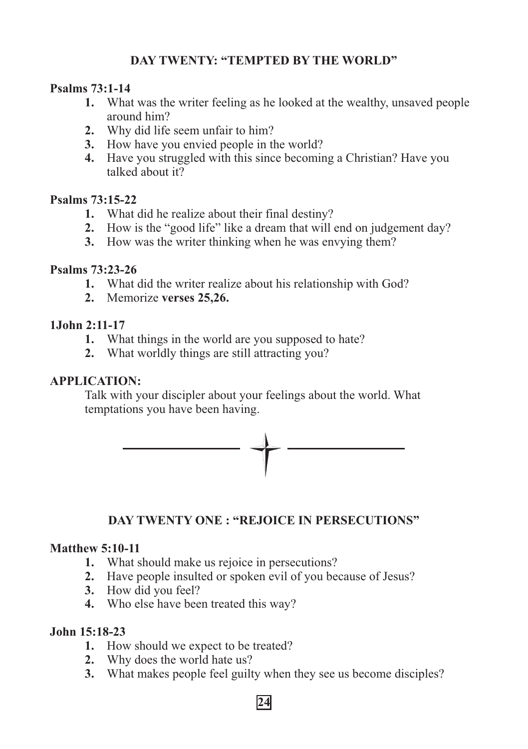## DAY TWENTY: "TEMPTED BY THE WORLD"

**Psalms 73:1-14**

1. What was the writer feeling as he looked at the wealthy, unsaved people around him?
2. Why did life seem unfair to him?
3. How have you envied people in the world?
4. Have you struggled with this since becoming a Christian? Have you talked about it?

**Psalms 73:15-22**

1. What did he realize about their final destiny?
2. How is the "good life" like a dream that will end on judgement day?
3. How was the writer thinking when he was envying them?

**Psalms 73:23-26**

1. What did the writer realize about his relationship with God?
2. Memorize **verses 25,26.**

**1John 2:11-17**

1. What things in the world are you supposed to hate?
2. What worldly things are still attracting you?

**APPLICATION:**

Talk with your discipler about your feelings about the world. What temptations you have been having.

## DAY TWENTY ONE : "REJOICE IN PERSECUTIONS"

**Matthew 5:10-11**

1. What should make us rejoice in persecutions?
2. Have people insulted or spoken evil of you because of Jesus?
3. How did you feel?
4. Who else have been treated this way?

**John 15:18-23**

1. How should we expect to be treated?
2. Why does the world hate us?
3. What makes people feel guilty when they see us become disciples?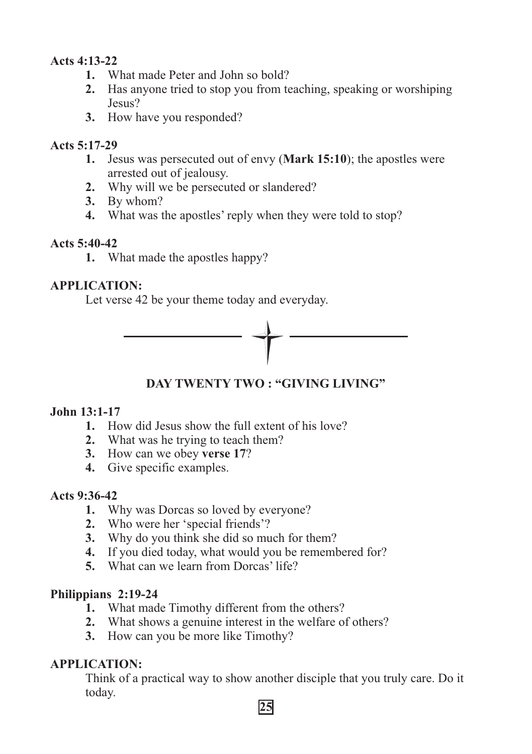**Acts 4:13-22**

1. What made Peter and John so bold?
2. Has anyone tried to stop you from teaching, speaking or worshiping Jesus?
3. How have you responded?

**Acts 5:17-29**

1. Jesus was persecuted out of envy (**Mark 15:10**); the apostles were arrested out of jealousy.
2. Why will we be persecuted or slandered?
3. By whom?
4. What was the apostles' reply when they were told to stop?

**Acts 5:40-42**

1. What made the apostles happy?

**APPLICATION:**

Let verse 42 be your theme today and everyday.

## DAY TWENTY TWO : "GIVING LIVING"

**John 13:1-17**

1. How did Jesus show the full extent of his love?
2. What was he trying to teach them?
3. How can we obey **verse 17**?
4. Give specific examples.

**Acts 9:36-42**

1. Why was Dorcas so loved by everyone?
2. Who were her 'special friends'?
3. Why do you think she did so much for them?
4. If you died today, what would you be remembered for?
5. What can we learn from Dorcas' life?

**Philippians 2:19-24**

1. What made Timothy different from the others?
2. What shows a genuine interest in the welfare of others?
3. How can you be more like Timothy?

**APPLICATION:**

Think of a practical way to show another disciple that you truly care. Do it today.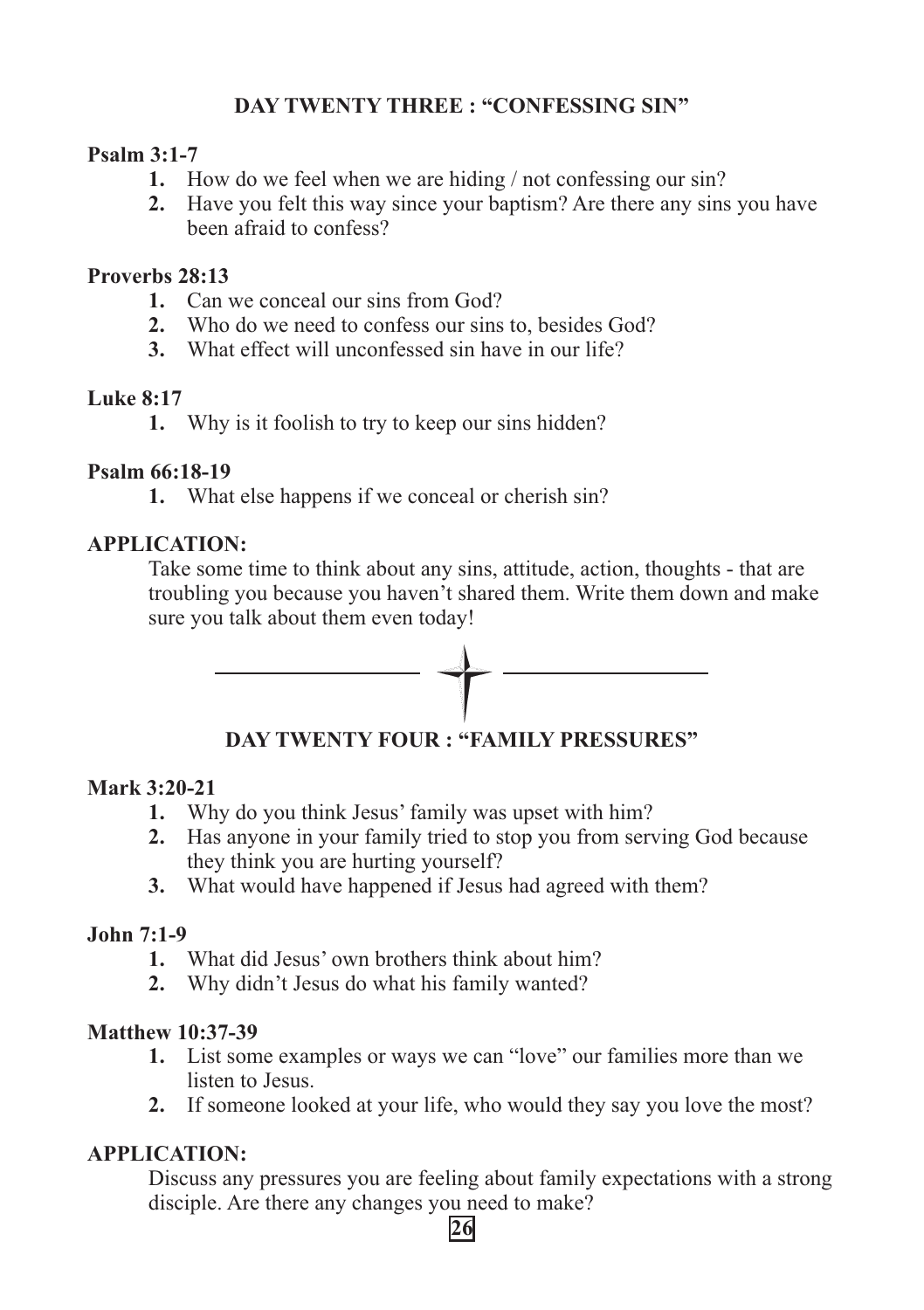## DAY TWENTY THREE : "CONFESSING SIN"

**Psalm 3:1-7**

1. How do we feel when we are hiding / not confessing our sin?
2. Have you felt this way since your baptism? Are there any sins you have been afraid to confess?

**Proverbs 28:13**

1. Can we conceal our sins from God?
2. Who do we need to confess our sins to, besides God?
3. What effect will unconfessed sin have in our life?

**Luke 8:17**

1. Why is it foolish to try to keep our sins hidden?

**Psalm 66:18-19**

1. What else happens if we conceal or cherish sin?

**APPLICATION:**

Take some time to think about any sins, attitude, action, thoughts - that are troubling you because you haven't shared them. Write them down and make sure you talk about them even today!

---

## DAY TWENTY FOUR : "FAMILY PRESSURES"

**Mark 3:20-21**

1. Why do you think Jesus' family was upset with him?
2. Has anyone in your family tried to stop you from serving God because they think you are hurting yourself?
3. What would have happened if Jesus had agreed with them?

**John 7:1-9**

1. What did Jesus' own brothers think about him?
2. Why didn't Jesus do what his family wanted?

**Matthew 10:37-39**

1. List some examples or ways we can "love" our families more than we listen to Jesus.
2. If someone looked at your life, who would they say you love the most?

**APPLICATION:**

Discuss any pressures you are feeling about family expectations with a strong disciple. Are there any changes you need to make?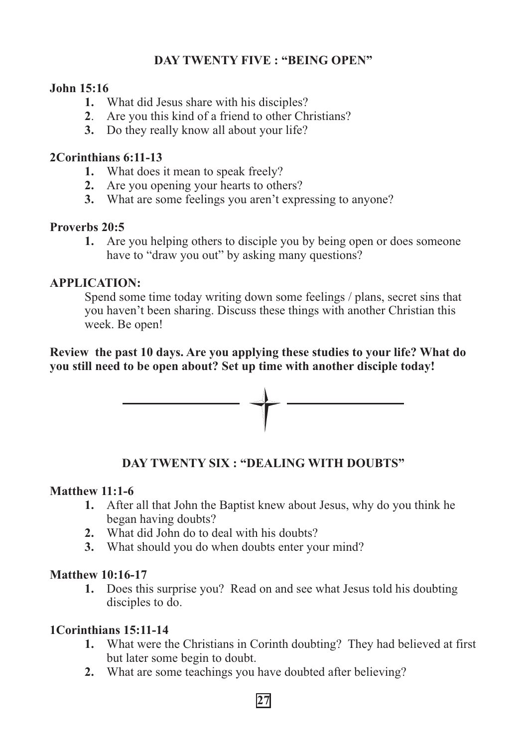## DAY TWENTY FIVE : "BEING OPEN"

**John 15:16**

1. What did Jesus share with his disciples?
2. Are you this kind of a friend to other Christians?
3. Do they really know all about your life?

**2Corinthians 6:11-13**

1. What does it mean to speak freely?
2. Are you opening your hearts to others?
3. What are some feelings you aren't expressing to anyone?

**Proverbs 20:5**

1. Are you helping others to disciple you by being open or does someone have to "draw you out" by asking many questions?

**APPLICATION:**

Spend some time today writing down some feelings / plans, secret sins that you haven't been sharing. Discuss these things with another Christian this week. Be open!

**Review the past 10 days. Are you applying these studies to your life? What do you still need to be open about? Set up time with another disciple today!**

## DAY TWENTY SIX : "DEALING WITH DOUBTS"

**Matthew 11:1-6**

1. After all that John the Baptist knew about Jesus, why do you think he began having doubts?
2. What did John do to deal with his doubts?
3. What should you do when doubts enter your mind?

**Matthew 10:16-17**

1. Does this surprise you? Read on and see what Jesus told his doubting disciples to do.

**1Corinthians 15:11-14**

1. What were the Christians in Corinth doubting? They had believed at first but later some begin to doubt.
2. What are some teachings you have doubted after believing?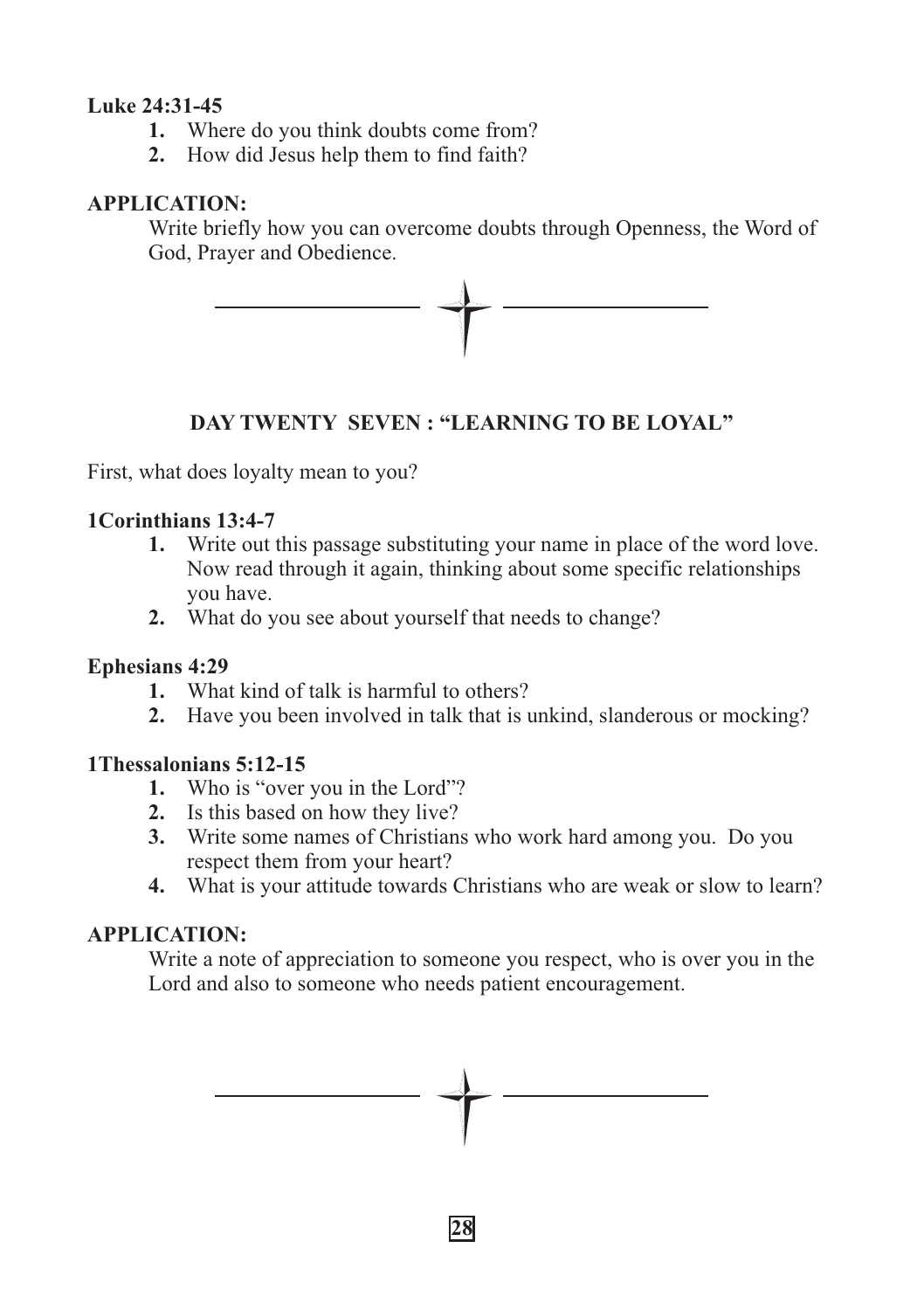**Luke 24:31-45**

1. Where do you think doubts come from?
2. How did Jesus help them to find faith?

**APPLICATION:**

Write briefly how you can overcome doubts through Openness, the Word of God, Prayer and Obedience.

---

## DAY TWENTY SEVEN : "LEARNING TO BE LOYAL"

First, what does loyalty mean to you?

**1Corinthians 13:4-7**

1. Write out this passage substituting your name in place of the word love. Now read through it again, thinking about some specific relationships you have.
2. What do you see about yourself that needs to change?

**Ephesians 4:29**

1. What kind of talk is harmful to others?
2. Have you been involved in talk that is unkind, slanderous or mocking?

**1Thessalonians 5:12-15**

1. Who is "over you in the Lord"?
2. Is this based on how they live?
3. Write some names of Christians who work hard among you. Do you respect them from your heart?
4. What is your attitude towards Christians who are weak or slow to learn?

**APPLICATION:**

Write a note of appreciation to someone you respect, who is over you in the Lord and also to someone who needs patient encouragement.

---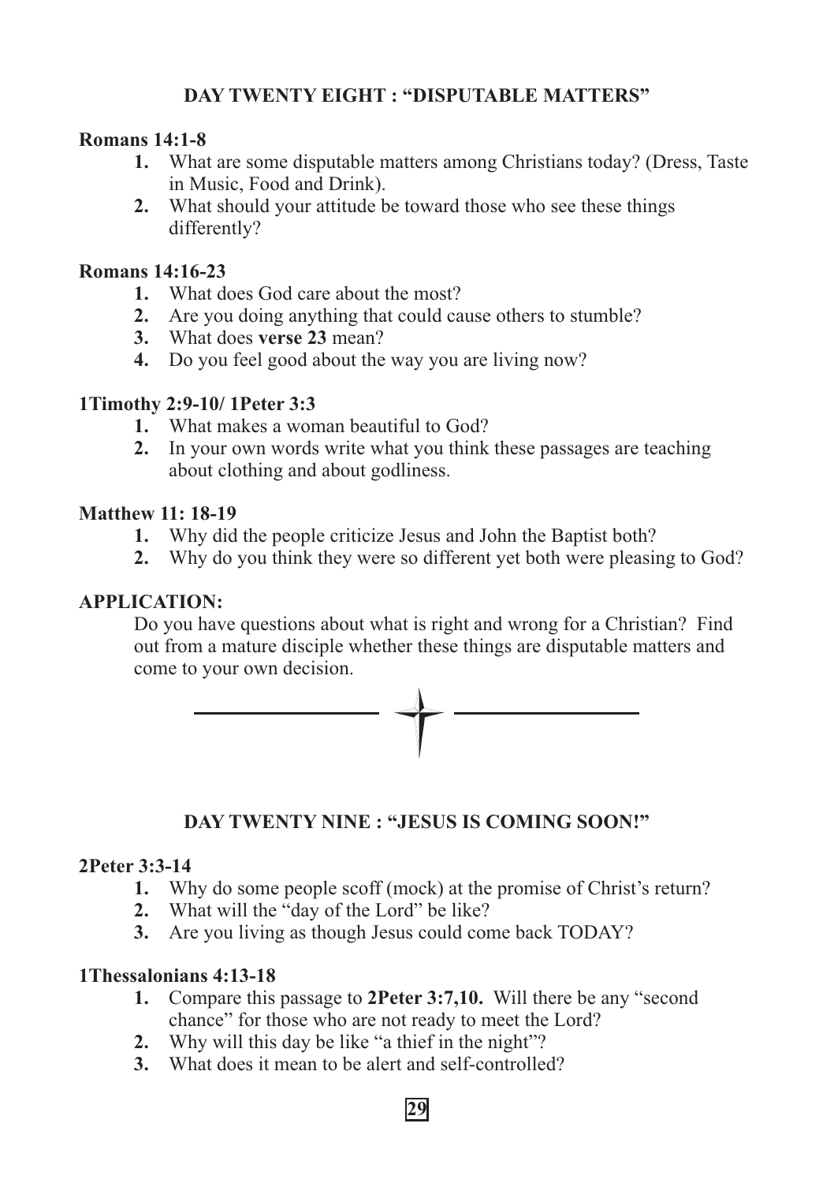## DAY TWENTY EIGHT : "DISPUTABLE MATTERS"

**Romans 14:1-8**

1. What are some disputable matters among Christians today? (Dress, Taste in Music, Food and Drink).
2. What should your attitude be toward those who see these things differently?

**Romans 14:16-23**

1. What does God care about the most?
2. Are you doing anything that could cause others to stumble?
3. What does **verse 23** mean?
4. Do you feel good about the way you are living now?

**1Timothy 2:9-10/ 1Peter 3:3**

1. What makes a woman beautiful to God?
2. In your own words write what you think these passages are teaching about clothing and about godliness.

**Matthew 11: 18-19**

1. Why did the people criticize Jesus and John the Baptist both?
2. Why do you think they were so different yet both were pleasing to God?

**APPLICATION:**

Do you have questions about what is right and wrong for a Christian? Find out from a mature disciple whether these things are disputable matters and come to your own decision.

## DAY TWENTY NINE : "JESUS IS COMING SOON!"

**2Peter 3:3-14**

1. Why do some people scoff (mock) at the promise of Christ's return?
2. What will the "day of the Lord" be like?
3. Are you living as though Jesus could come back TODAY?

**1Thessalonians 4:13-18**

1. Compare this passage to **2Peter 3:7,10.** Will there be any "second chance" for those who are not ready to meet the Lord?
2. Why will this day be like "a thief in the night"?
3. What does it mean to be alert and self-controlled?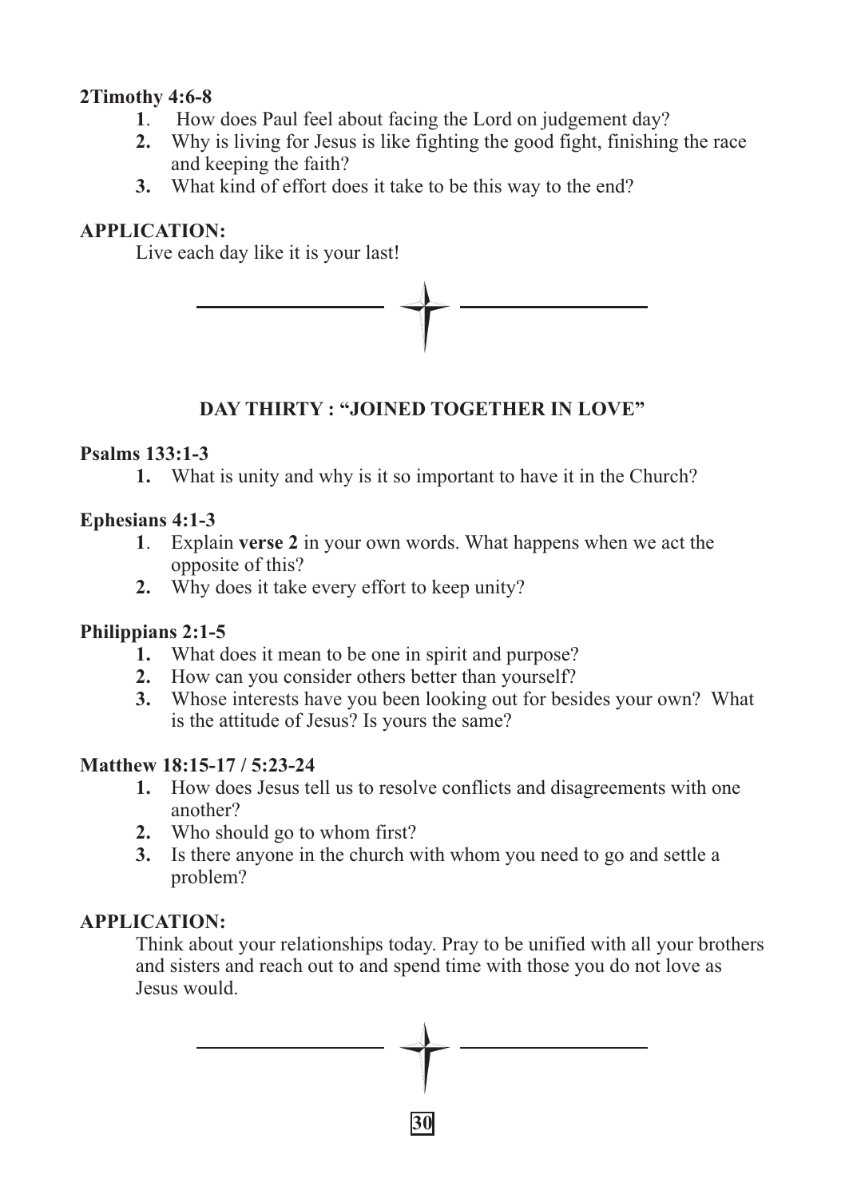**2Timothy 4:6-8**

1. How does Paul feel about facing the Lord on judgement day?
2. Why is living for Jesus is like fighting the good fight, finishing the race and keeping the faith?
3. What kind of effort does it take to be this way to the end?

**APPLICATION:**

Live each day like it is your last!

## DAY THIRTY : "JOINED TOGETHER IN LOVE"

**Psalms 133:1-3**

1. What is unity and why is it so important to have it in the Church?

**Ephesians 4:1-3**

1. Explain **verse 2** in your own words. What happens when we act the opposite of this?
2. Why does it take every effort to keep unity?

**Philippians 2:1-5**

1. What does it mean to be one in spirit and purpose?
2. How can you consider others better than yourself?
3. Whose interests have you been looking out for besides your own? What is the attitude of Jesus? Is yours the same?

**Matthew 18:15-17 / 5:23-24**

1. How does Jesus tell us to resolve conflicts and disagreements with one another?
2. Who should go to whom first?
3. Is there anyone in the church with whom you need to go and settle a problem?

**APPLICATION:**

Think about your relationships today. Pray to be unified with all your brothers and sisters and reach out to and spend time with those you do not love as Jesus would.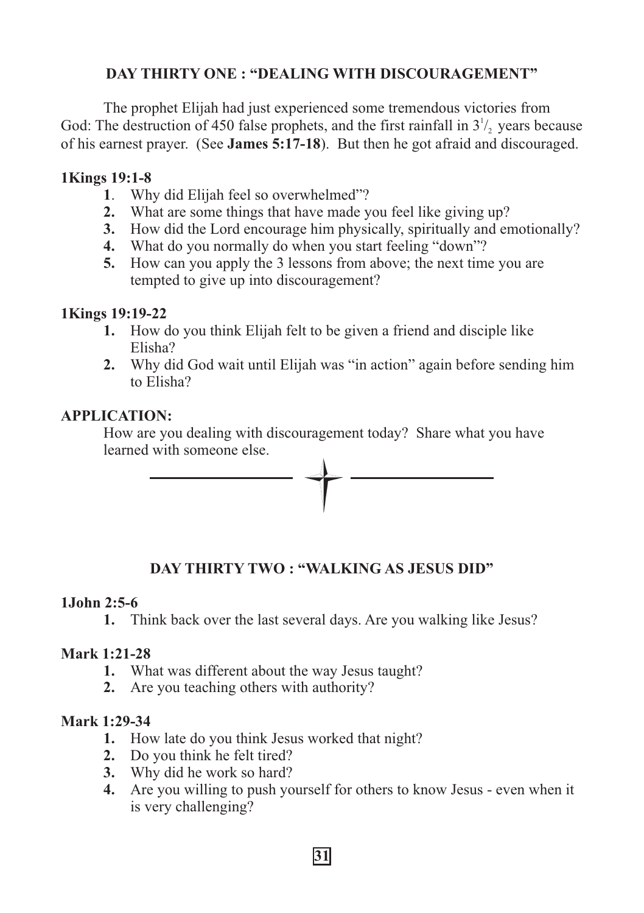## DAY THIRTY ONE : "DEALING WITH DISCOURAGEMENT"

The prophet Elijah had just experienced some tremendous victories from God: The destruction of 450 false prophets, and the first rainfall in $3^1/_2$ years because of his earnest prayer. (See **James 5:17-18**). But then he got afraid and discouraged.

**1Kings 19:1-8**

1. Why did Elijah feel so overwhelmed"?
2. What are some things that have made you feel like giving up?
3. How did the Lord encourage him physically, spiritually and emotionally?
4. What do you normally do when you start feeling "down"?
5. How can you apply the 3 lessons from above; the next time you are tempted to give up into discouragement?

**1Kings 19:19-22**

1. How do you think Elijah felt to be given a friend and disciple like Elisha?
2. Why did God wait until Elijah was "in action" again before sending him to Elisha?

**APPLICATION:**

How are you dealing with discouragement today? Share what you have learned with someone else.

## DAY THIRTY TWO : "WALKING AS JESUS DID"

**1John 2:5-6**

1. Think back over the last several days. Are you walking like Jesus?

**Mark 1:21-28**

1. What was different about the way Jesus taught?
2. Are you teaching others with authority?

**Mark 1:29-34**

1. How late do you think Jesus worked that night?
2. Do you think he felt tired?
3. Why did he work so hard?
4. Are you willing to push yourself for others to know Jesus - even when it is very challenging?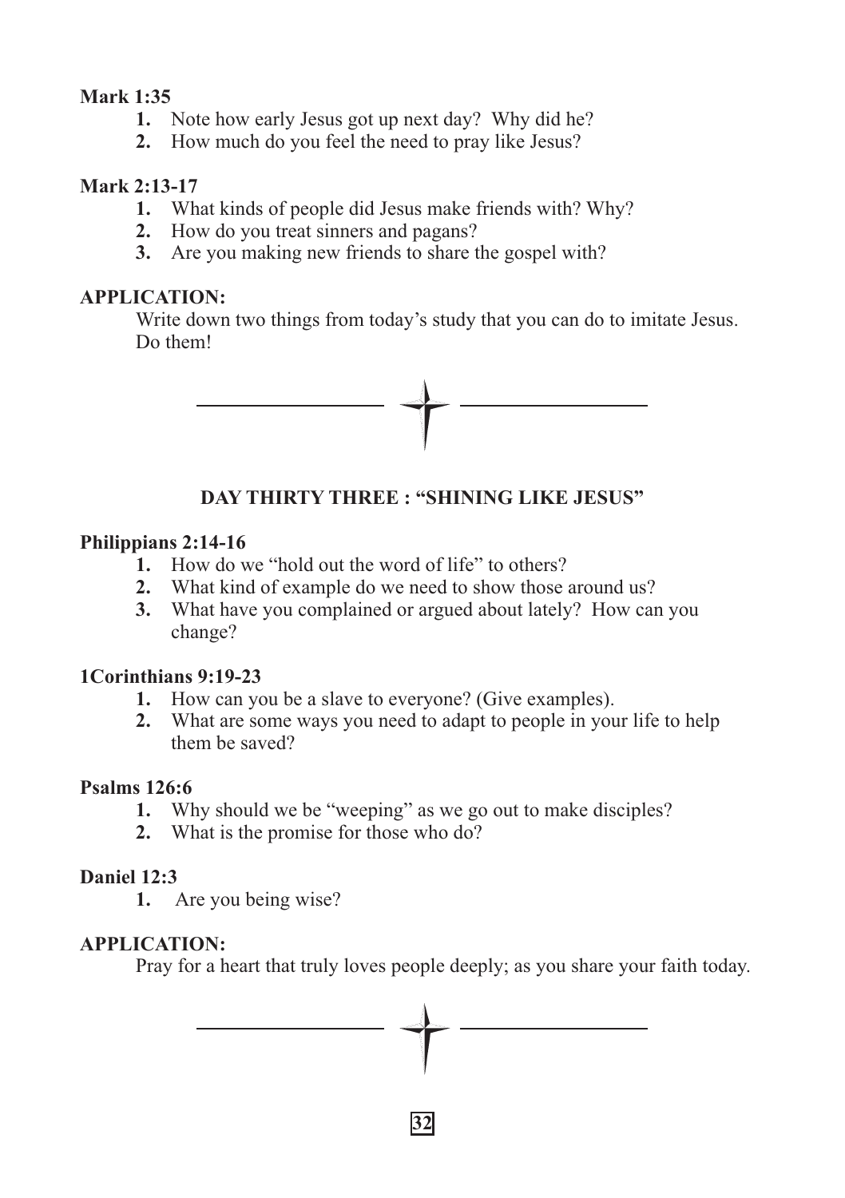**Mark 1:35**

1. Note how early Jesus got up next day? Why did he?
2. How much do you feel the need to pray like Jesus?

**Mark 2:13-17**

1. What kinds of people did Jesus make friends with? Why?
2. How do you treat sinners and pagans?
3. Are you making new friends to share the gospel with?

**APPLICATION:**

Write down two things from today's study that you can do to imitate Jesus. Do them!

---

## DAY THIRTY THREE : "SHINING LIKE JESUS"

**Philippians 2:14-16**

1. How do we "hold out the word of life" to others?
2. What kind of example do we need to show those around us?
3. What have you complained or argued about lately? How can you change?

**1Corinthians 9:19-23**

1. How can you be a slave to everyone? (Give examples).
2. What are some ways you need to adapt to people in your life to help them be saved?

**Psalms 126:6**

1. Why should we be "weeping" as we go out to make disciples?
2. What is the promise for those who do?

**Daniel 12:3**

1. Are you being wise?

**APPLICATION:**

Pray for a heart that truly loves people deeply; as you share your faith today.

---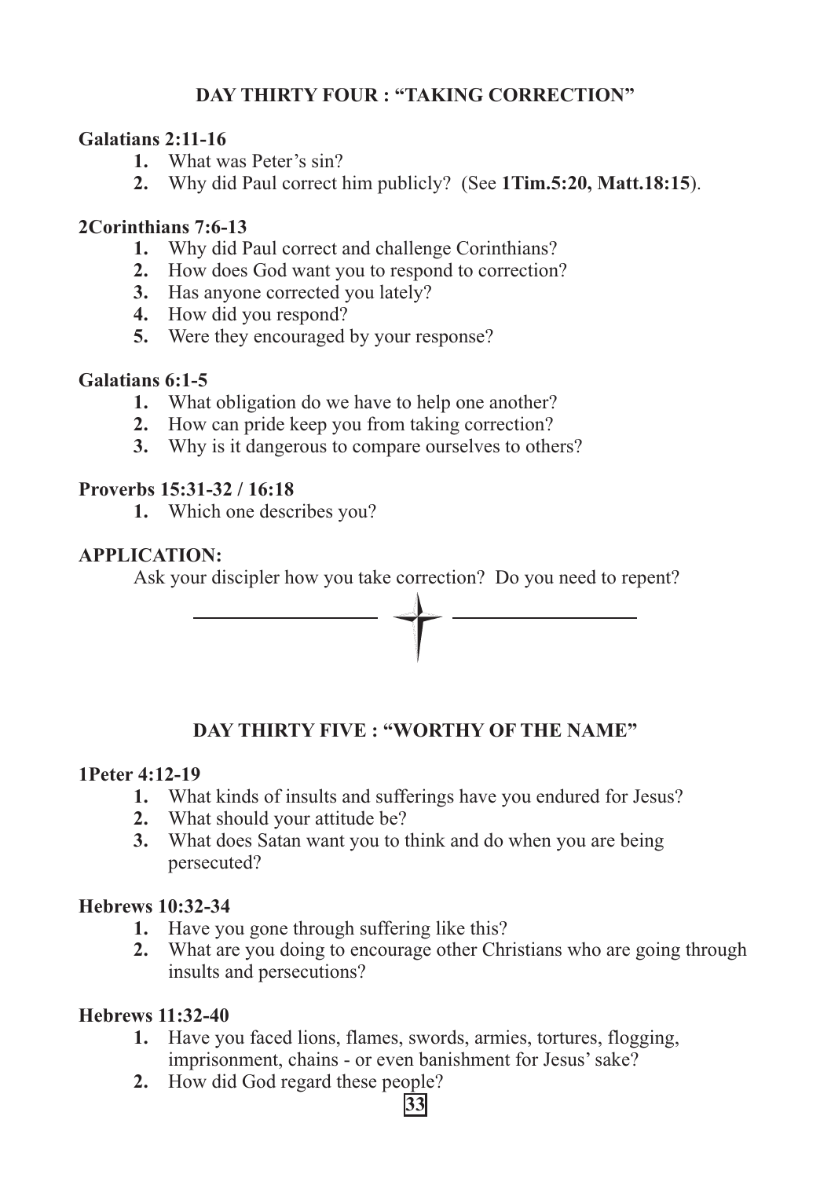## DAY THIRTY FOUR : "TAKING CORRECTION"

**Galatians 2:11-16**

1. What was Peter's sin?
2. Why did Paul correct him publicly? (See **1Tim.5:20, Matt.18:15**).

**2Corinthians 7:6-13**

1. Why did Paul correct and challenge Corinthians?
2. How does God want you to respond to correction?
3. Has anyone corrected you lately?
4. How did you respond?
5. Were they encouraged by your response?

**Galatians 6:1-5**

1. What obligation do we have to help one another?
2. How can pride keep you from taking correction?
3. Why is it dangerous to compare ourselves to others?

**Proverbs 15:31-32 / 16:18**

1. Which one describes you?

**APPLICATION:**

Ask your discipler how you take correction? Do you need to repent?

---

## DAY THIRTY FIVE : "WORTHY OF THE NAME"

**1Peter 4:12-19**

1. What kinds of insults and sufferings have you endured for Jesus?
2. What should your attitude be?
3. What does Satan want you to think and do when you are being persecuted?

**Hebrews 10:32-34**

1. Have you gone through suffering like this?
2. What are you doing to encourage other Christians who are going through insults and persecutions?

**Hebrews 11:32-40**

1. Have you faced lions, flames, swords, armies, tortures, flogging, imprisonment, chains - or even banishment for Jesus' sake?
2. How did God regard these people?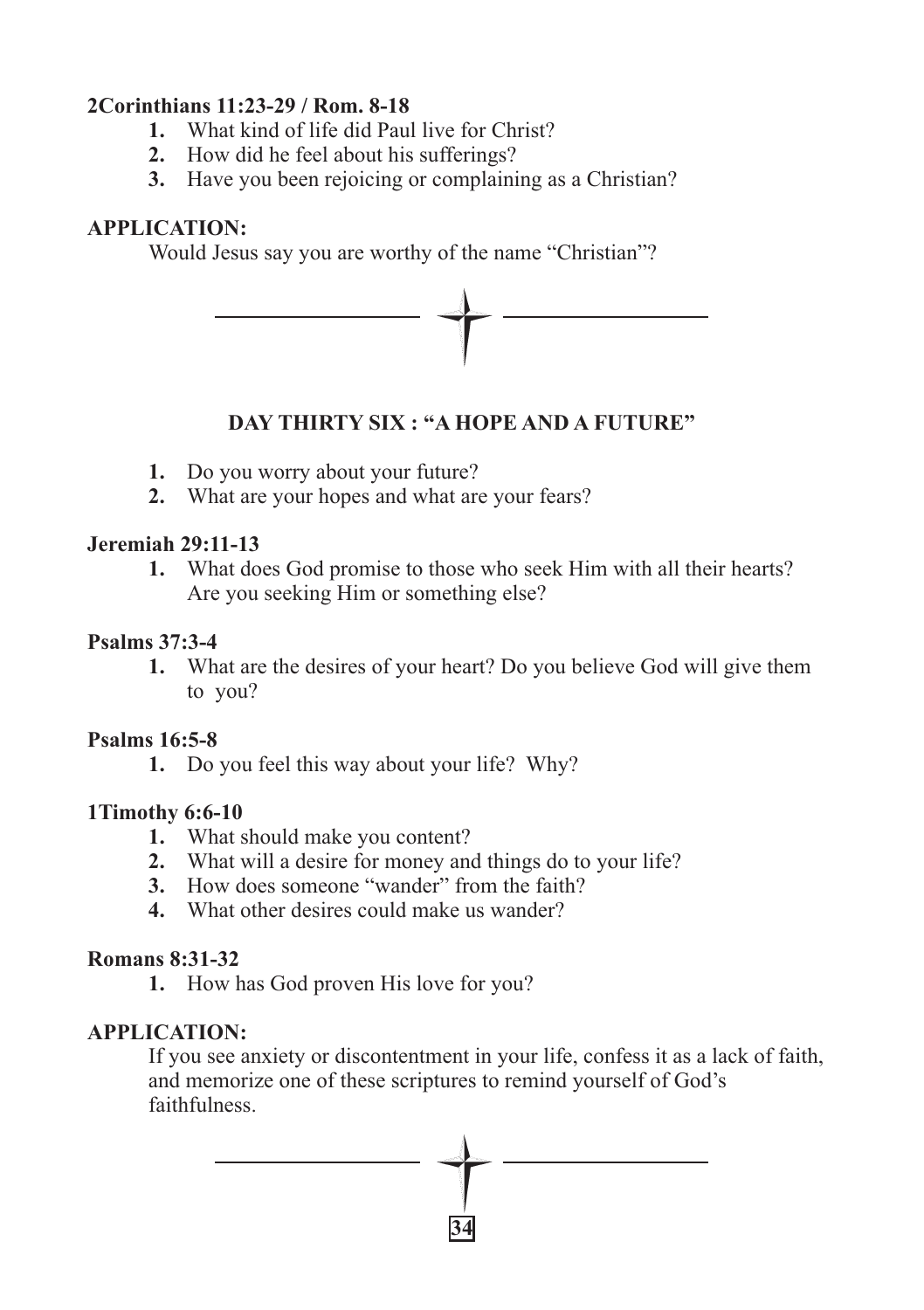**2Corinthians 11:23-29 / Rom. 8-18**

1. What kind of life did Paul live for Christ?
2. How did he feel about his sufferings?
3. Have you been rejoicing or complaining as a Christian?

**APPLICATION:**

Would Jesus say you are worthy of the name "Christian"?

## DAY THIRTY SIX : "A HOPE AND A FUTURE"

1. Do you worry about your future?
2. What are your hopes and what are your fears?

**Jeremiah 29:11-13**

1. What does God promise to those who seek Him with all their hearts? Are you seeking Him or something else?

**Psalms 37:3-4**

1. What are the desires of your heart? Do you believe God will give them to you?

**Psalms 16:5-8**

1. Do you feel this way about your life? Why?

**1Timothy 6:6-10**

1. What should make you content?
2. What will a desire for money and things do to your life?
3. How does someone "wander" from the faith?
4. What other desires could make us wander?

**Romans 8:31-32**

1. How has God proven His love for you?

**APPLICATION:**

If you see anxiety or discontentment in your life, confess it as a lack of faith, and memorize one of these scriptures to remind yourself of God's faithfulness.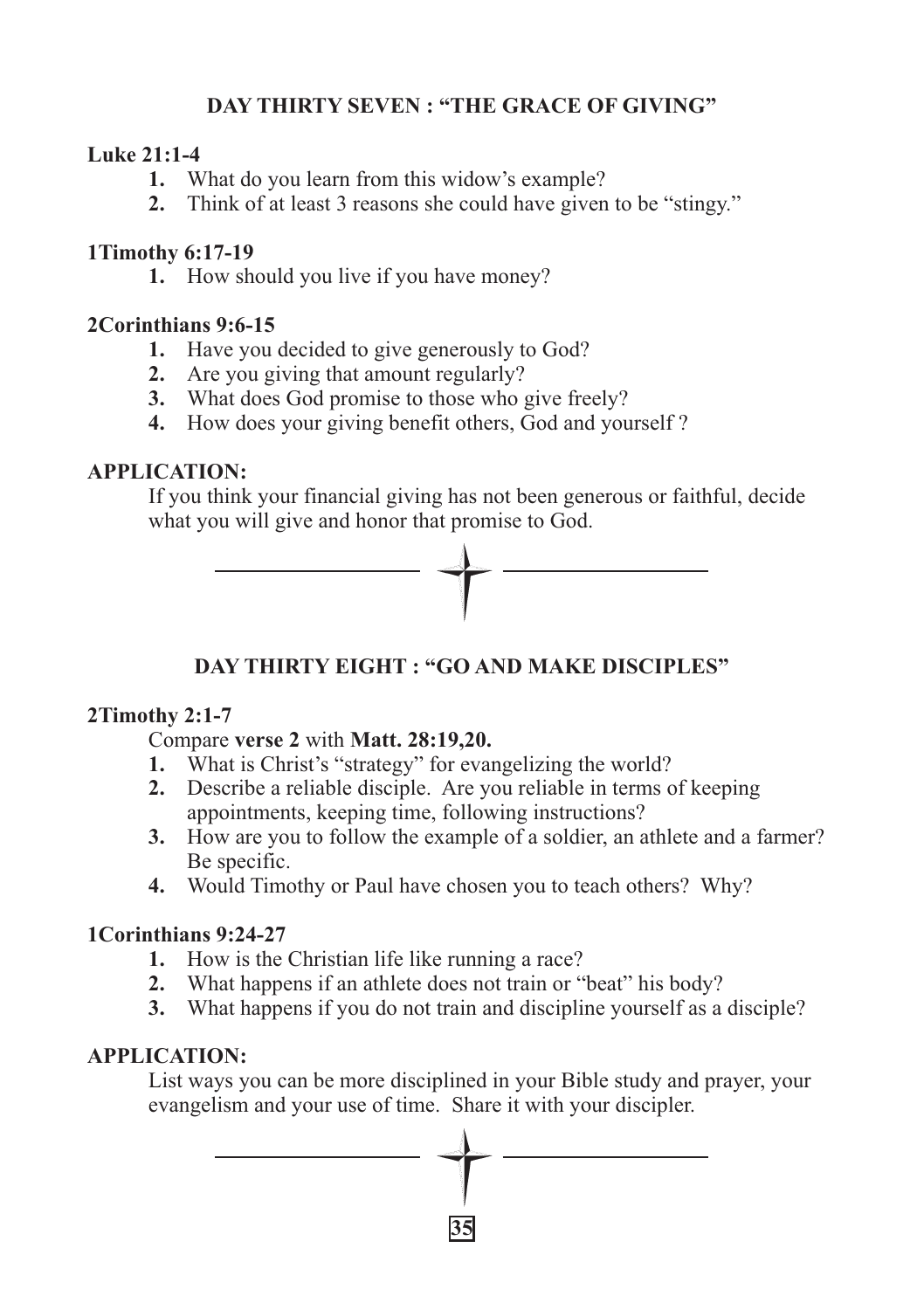## DAY THIRTY SEVEN : "THE GRACE OF GIVING"

**Luke 21:1-4**

1. What do you learn from this widow's example?
2. Think of at least 3 reasons she could have given to be "stingy."

**1Timothy 6:17-19**

1. How should you live if you have money?

**2Corinthians 9:6-15**

1. Have you decided to give generously to God?
2. Are you giving that amount regularly?
3. What does God promise to those who give freely?
4. How does your giving benefit others, God and yourself ?

**APPLICATION:**

If you think your financial giving has not been generous or faithful, decide what you will give and honor that promise to God.

## DAY THIRTY EIGHT : "GO AND MAKE DISCIPLES"

**2Timothy 2:1-7**

Compare **verse 2** with **Matt. 28:19,20.**

1. What is Christ's "strategy" for evangelizing the world?
2. Describe a reliable disciple. Are you reliable in terms of keeping appointments, keeping time, following instructions?
3. How are you to follow the example of a soldier, an athlete and a farmer? Be specific.
4. Would Timothy or Paul have chosen you to teach others? Why?

**1Corinthians 9:24-27**

1. How is the Christian life like running a race?
2. What happens if an athlete does not train or "beat" his body?
3. What happens if you do not train and discipline yourself as a disciple?

**APPLICATION:**

List ways you can be more disciplined in your Bible study and prayer, your evangelism and your use of time. Share it with your discipler.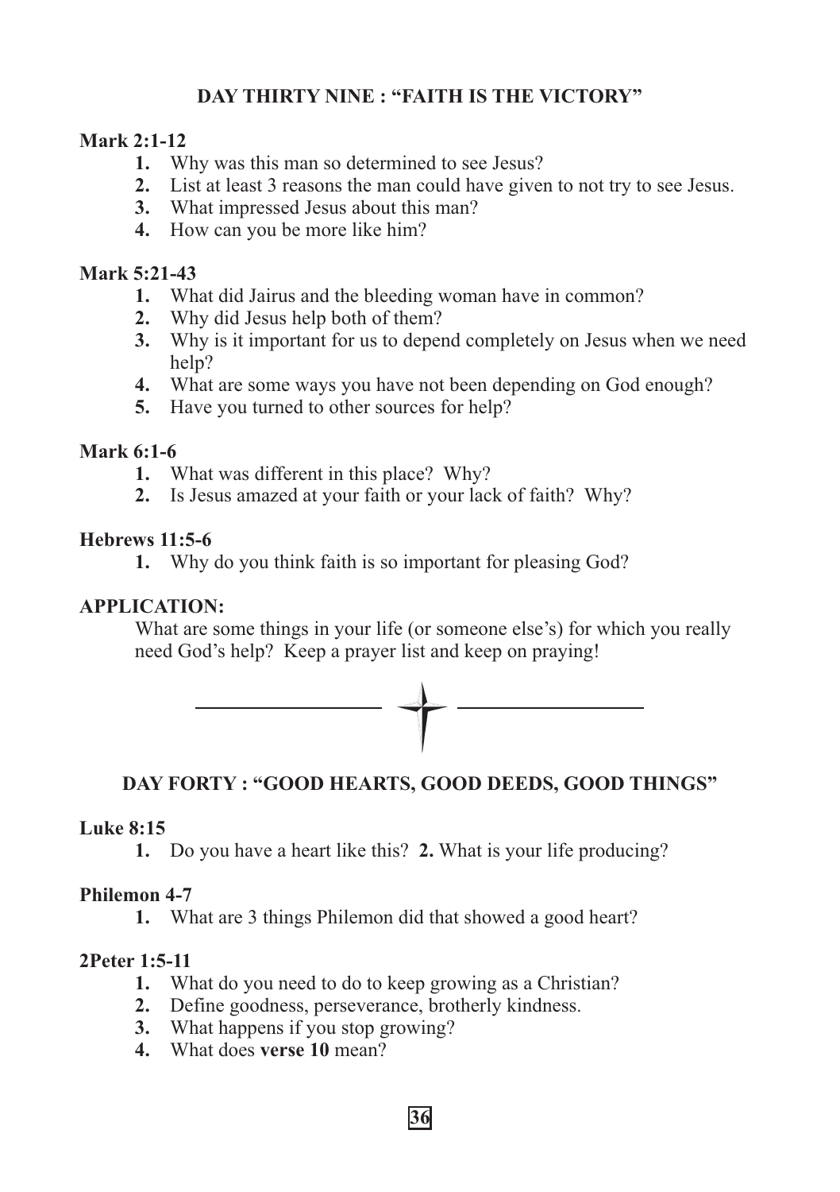## DAY THIRTY NINE : "FAITH IS THE VICTORY"

**Mark 2:1-12**

1. Why was this man so determined to see Jesus?
2. List at least 3 reasons the man could have given to not try to see Jesus.
3. What impressed Jesus about this man?
4. How can you be more like him?

**Mark 5:21-43**

1. What did Jairus and the bleeding woman have in common?
2. Why did Jesus help both of them?
3. Why is it important for us to depend completely on Jesus when we need help?
4. What are some ways you have not been depending on God enough?
5. Have you turned to other sources for help?

**Mark 6:1-6**

1. What was different in this place? Why?
2. Is Jesus amazed at your faith or your lack of faith? Why?

**Hebrews 11:5-6**

1. Why do you think faith is so important for pleasing God?

**APPLICATION:**

What are some things in your life (or someone else's) for which you really need God's help? Keep a prayer list and keep on praying!

---

## DAY FORTY : "GOOD HEARTS, GOOD DEEDS, GOOD THINGS"

**Luke 8:15**

**1.** Do you have a heart like this? **2.** What is your life producing?

**Philemon 4-7**

1. What are 3 things Philemon did that showed a good heart?

**2Peter 1:5-11**

1. What do you need to do to keep growing as a Christian?
2. Define goodness, perseverance, brotherly kindness.
3. What happens if you stop growing?
4. What does **verse 10** mean?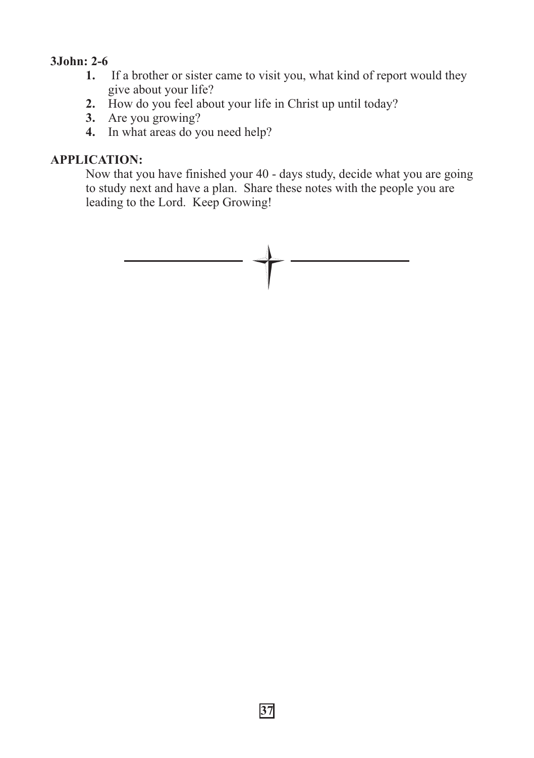**3John: 2-6**

1. If a brother or sister came to visit you, what kind of report would they give about your life?
2. How do you feel about your life in Christ up until today?
3. Are you growing?
4. In what areas do you need help?

**APPLICATION:**

Now that you have finished your 40 - days study, decide what you are going to study next and have a plan. Share these notes with the people you are leading to the Lord. Keep Growing!